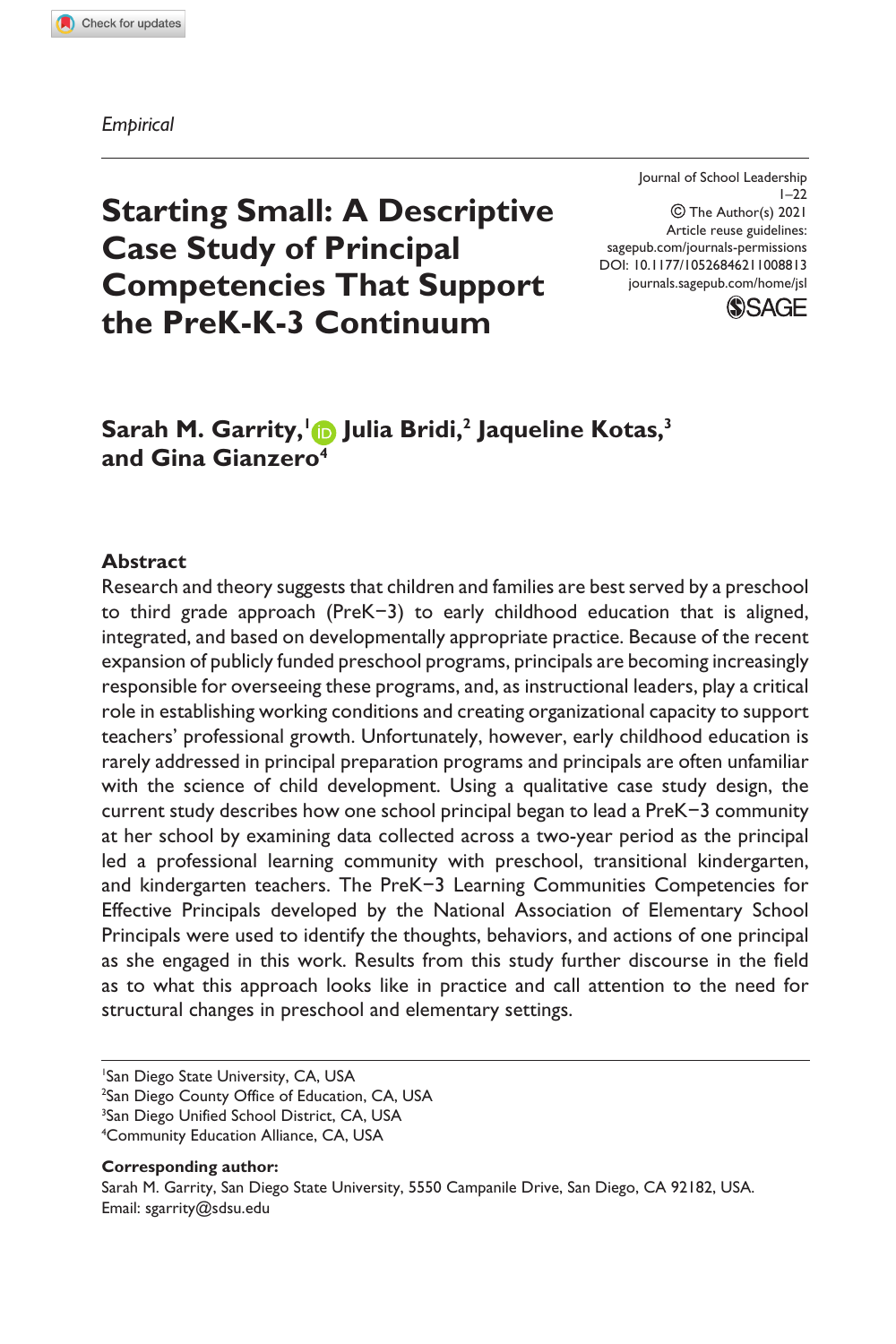*Empirical*

# Starting Small: A Descriptive Case Study of Principal Competencies That Support the PreK-K-3 Continuum

Journal of School Leadership
1–22
© The Author(s) 2021
Article reuse guidelines:
sagepub.com/journals-permissions
DOI: 10.1177/10526846211008813
journals.sagepub.com/home/jsl

**Sarah M. Garrity,[1] Julia Bridi,[2] Jaqueline Kotas,[3] and Gina Gianzero[4]**

## Abstract

Research and theory suggests that children and families are best served by a preschool to third grade approach (PreK−3) to early childhood education that is aligned, integrated, and based on developmentally appropriate practice. Because of the recent expansion of publicly funded preschool programs, principals are becoming increasingly responsible for overseeing these programs, and, as instructional leaders, play a critical role in establishing working conditions and creating organizational capacity to support teachers' professional growth. Unfortunately, however, early childhood education is rarely addressed in principal preparation programs and principals are often unfamiliar with the science of child development. Using a qualitative case study design, the current study describes how one school principal began to lead a PreK−3 community at her school by examining data collected across a two-year period as the principal led a professional learning community with preschool, transitional kindergarten, and kindergarten teachers. The PreK−3 Learning Communities Competencies for Effective Principals developed by the National Association of Elementary School Principals were used to identify the thoughts, behaviors, and actions of one principal as she engaged in this work. Results from this study further discourse in the field as to what this approach looks like in practice and call attention to the need for structural changes in preschool and elementary settings.

[1]San Diego State University, CA, USA
[2]San Diego County Office of Education, CA, USA
[3]San Diego Unified School District, CA, USA
[4]Community Education Alliance, CA, USA

**Corresponding author:**
Sarah M. Garrity, San Diego State University, 5550 Campanile Drive, San Diego, CA 92182, USA.
Email: sgarrity@sdsu.edu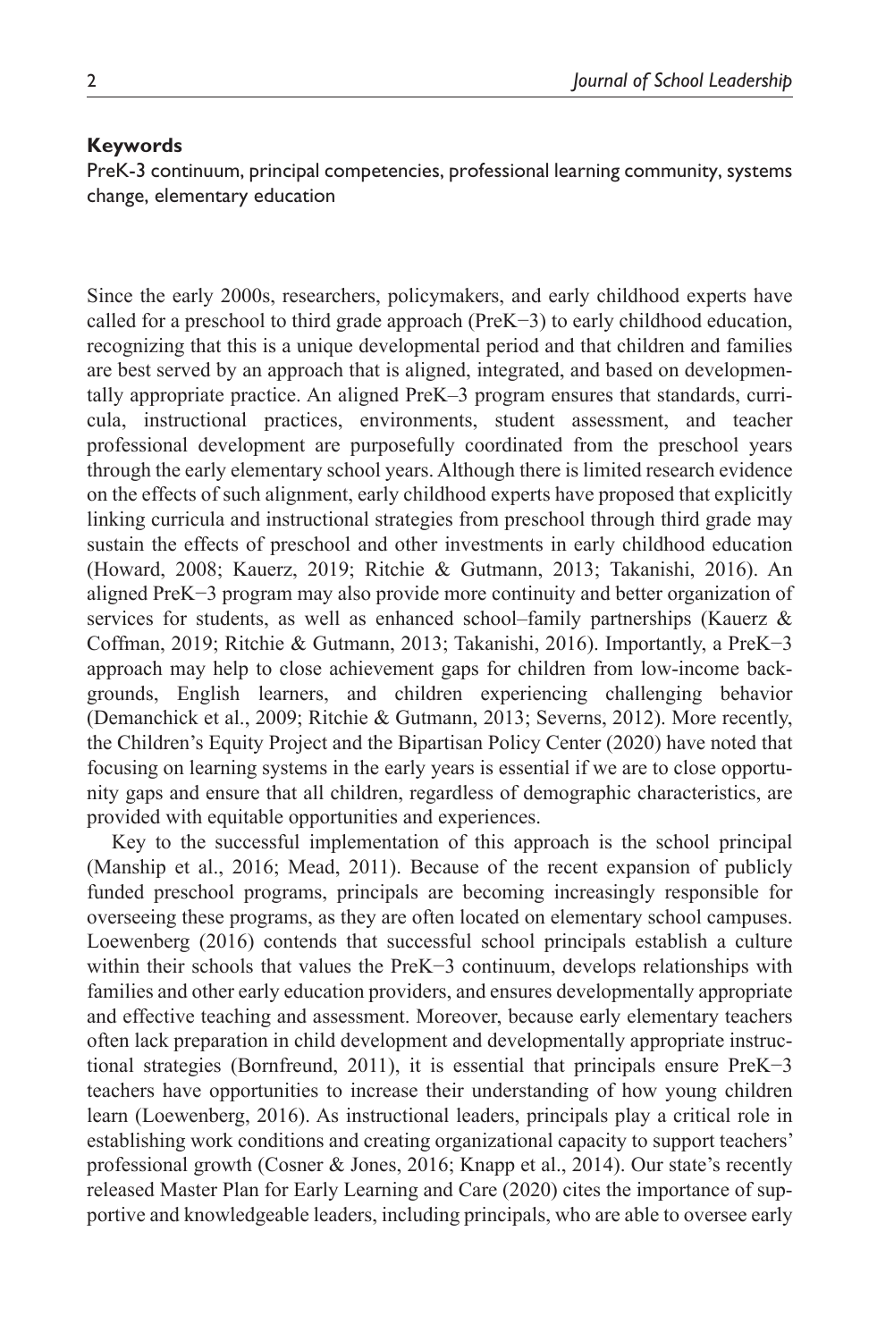**Keywords**

PreK-3 continuum, principal competencies, professional learning community, systems change, elementary education

Since the early 2000s, researchers, policymakers, and early childhood experts have called for a preschool to third grade approach (PreK−3) to early childhood education, recognizing that this is a unique developmental period and that children and families are best served by an approach that is aligned, integrated, and based on developmentally appropriate practice. An aligned PreK–3 program ensures that standards, curricula, instructional practices, environments, student assessment, and teacher professional development are purposefully coordinated from the preschool years through the early elementary school years. Although there is limited research evidence on the effects of such alignment, early childhood experts have proposed that explicitly linking curricula and instructional strategies from preschool through third grade may sustain the effects of preschool and other investments in early childhood education (Howard, 2008; Kauerz, 2019; Ritchie & Gutmann, 2013; Takanishi, 2016). An aligned PreK−3 program may also provide more continuity and better organization of services for students, as well as enhanced school–family partnerships (Kauerz & Coffman, 2019; Ritchie & Gutmann, 2013; Takanishi, 2016). Importantly, a PreK−3 approach may help to close achievement gaps for children from low-income backgrounds, English learners, and children experiencing challenging behavior (Demanchick et al., 2009; Ritchie & Gutmann, 2013; Severns, 2012). More recently, the Children's Equity Project and the Bipartisan Policy Center (2020) have noted that focusing on learning systems in the early years is essential if we are to close opportunity gaps and ensure that all children, regardless of demographic characteristics, are provided with equitable opportunities and experiences.

Key to the successful implementation of this approach is the school principal (Manship et al., 2016; Mead, 2011). Because of the recent expansion of publicly funded preschool programs, principals are becoming increasingly responsible for overseeing these programs, as they are often located on elementary school campuses. Loewenberg (2016) contends that successful school principals establish a culture within their schools that values the PreK−3 continuum, develops relationships with families and other early education providers, and ensures developmentally appropriate and effective teaching and assessment. Moreover, because early elementary teachers often lack preparation in child development and developmentally appropriate instructional strategies (Bornfreund, 2011), it is essential that principals ensure PreK−3 teachers have opportunities to increase their understanding of how young children learn (Loewenberg, 2016). As instructional leaders, principals play a critical role in establishing work conditions and creating organizational capacity to support teachers' professional growth (Cosner & Jones, 2016; Knapp et al., 2014). Our state's recently released Master Plan for Early Learning and Care (2020) cites the importance of supportive and knowledgeable leaders, including principals, who are able to oversee early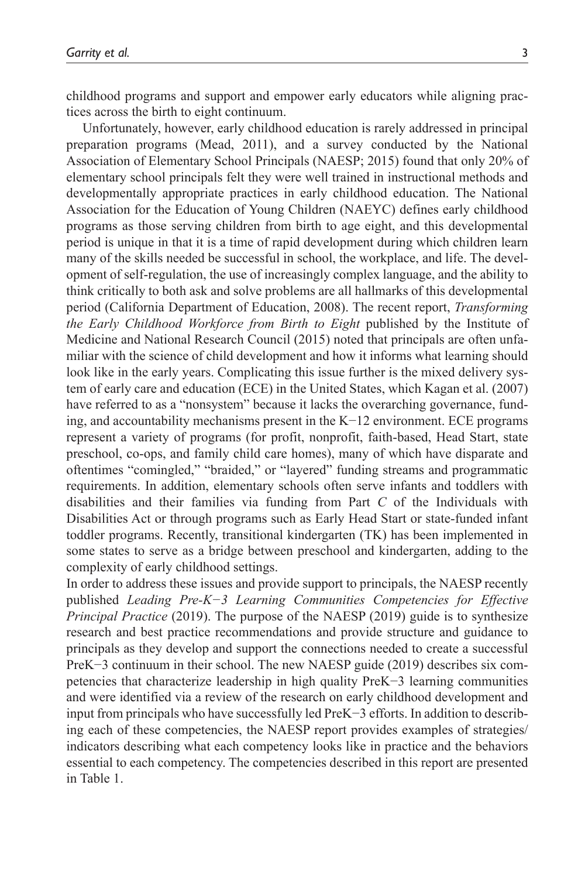childhood programs and support and empower early educators while aligning practices across the birth to eight continuum.

Unfortunately, however, early childhood education is rarely addressed in principal preparation programs (Mead, 2011), and a survey conducted by the National Association of Elementary School Principals (NAESP; 2015) found that only 20% of elementary school principals felt they were well trained in instructional methods and developmentally appropriate practices in early childhood education. The National Association for the Education of Young Children (NAEYC) defines early childhood programs as those serving children from birth to age eight, and this developmental period is unique in that it is a time of rapid development during which children learn many of the skills needed be successful in school, the workplace, and life. The development of self-regulation, the use of increasingly complex language, and the ability to think critically to both ask and solve problems are all hallmarks of this developmental period (California Department of Education, 2008). The recent report, *Transforming the Early Childhood Workforce from Birth to Eight* published by the Institute of Medicine and National Research Council (2015) noted that principals are often unfamiliar with the science of child development and how it informs what learning should look like in the early years. Complicating this issue further is the mixed delivery system of early care and education (ECE) in the United States, which Kagan et al. (2007) have referred to as a "nonsystem" because it lacks the overarching governance, funding, and accountability mechanisms present in the K−12 environment. ECE programs represent a variety of programs (for profit, nonprofit, faith-based, Head Start, state preschool, co-ops, and family child care homes), many of which have disparate and oftentimes "comingled," "braided," or "layered" funding streams and programmatic requirements. In addition, elementary schools often serve infants and toddlers with disabilities and their families via funding from Part *C* of the Individuals with Disabilities Act or through programs such as Early Head Start or state-funded infant toddler programs. Recently, transitional kindergarten (TK) has been implemented in some states to serve as a bridge between preschool and kindergarten, adding to the complexity of early childhood settings.

In order to address these issues and provide support to principals, the NAESP recently published *Leading Pre-K−3 Learning Communities Competencies for Effective Principal Practice* (2019). The purpose of the NAESP (2019) guide is to synthesize research and best practice recommendations and provide structure and guidance to principals as they develop and support the connections needed to create a successful PreK−3 continuum in their school. The new NAESP guide (2019) describes six competencies that characterize leadership in high quality PreK−3 learning communities and were identified via a review of the research on early childhood development and input from principals who have successfully led PreK−3 efforts. In addition to describing each of these competencies, the NAESP report provides examples of strategies/indicators describing what each competency looks like in practice and the behaviors essential to each competency. The competencies described in this report are presented in Table 1.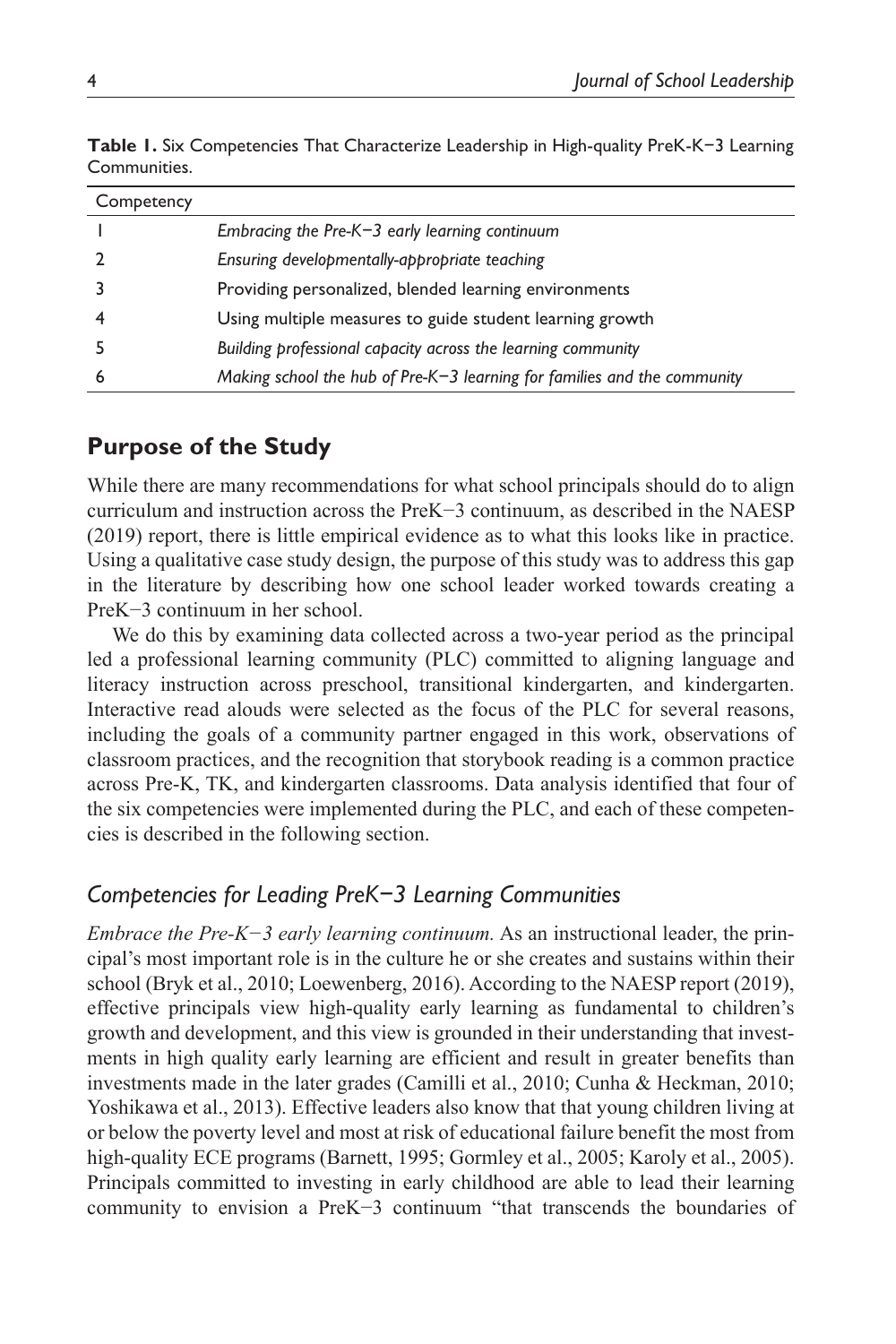**Table 1.** Six Competencies That Characterize Leadership in High-quality PreK-K−3 Learning Communities.

| Competency | |
|---|---|
| 1 | *Embracing the Pre-K−3 early learning continuum* |
| 2 | *Ensuring developmentally-appropriate teaching* |
| 3 | Providing personalized, blended learning environments |
| 4 | Using multiple measures to guide student learning growth |
| 5 | *Building professional capacity across the learning community* |
| 6 | *Making school the hub of Pre-K−3 learning for families and the community* |

## Purpose of the Study

While there are many recommendations for what school principals should do to align curriculum and instruction across the PreK−3 continuum, as described in the NAESP (2019) report, there is little empirical evidence as to what this looks like in practice. Using a qualitative case study design, the purpose of this study was to address this gap in the literature by describing how one school leader worked towards creating a PreK−3 continuum in her school.

We do this by examining data collected across a two-year period as the principal led a professional learning community (PLC) committed to aligning language and literacy instruction across preschool, transitional kindergarten, and kindergarten. Interactive read alouds were selected as the focus of the PLC for several reasons, including the goals of a community partner engaged in this work, observations of classroom practices, and the recognition that storybook reading is a common practice across Pre-K, TK, and kindergarten classrooms. Data analysis identified that four of the six competencies were implemented during the PLC, and each of these competencies is described in the following section.

### *Competencies for Leading PreK−3 Learning Communities*

*Embrace the Pre-K−3 early learning continuum.* As an instructional leader, the principal's most important role is in the culture he or she creates and sustains within their school (Bryk et al., 2010; Loewenberg, 2016). According to the NAESP report (2019), effective principals view high-quality early learning as fundamental to children's growth and development, and this view is grounded in their understanding that investments in high quality early learning are efficient and result in greater benefits than investments made in the later grades (Camilli et al., 2010; Cunha & Heckman, 2010; Yoshikawa et al., 2013). Effective leaders also know that that young children living at or below the poverty level and most at risk of educational failure benefit the most from high-quality ECE programs (Barnett, 1995; Gormley et al., 2005; Karoly et al., 2005). Principals committed to investing in early childhood are able to lead their learning community to envision a PreK−3 continuum "that transcends the boundaries of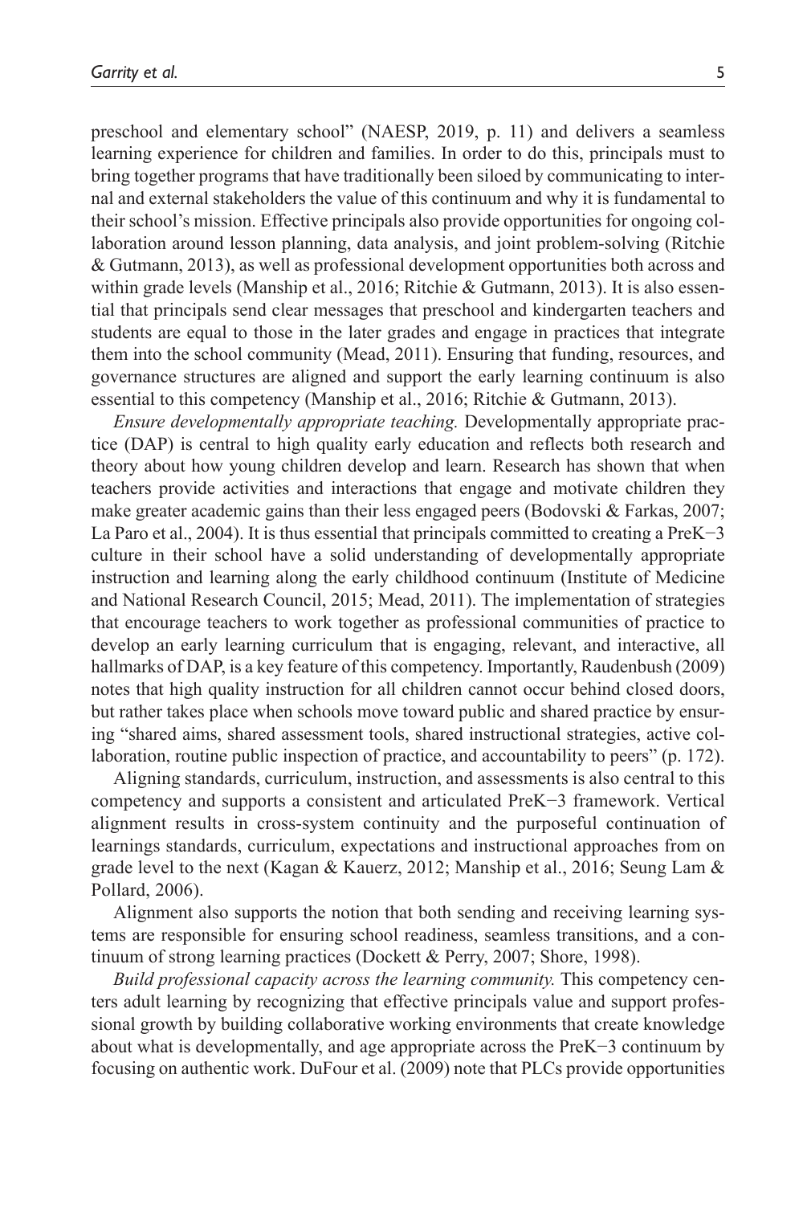preschool and elementary school" (NAESP, 2019, p. 11) and delivers a seamless learning experience for children and families. In order to do this, principals must to bring together programs that have traditionally been siloed by communicating to internal and external stakeholders the value of this continuum and why it is fundamental to their school's mission. Effective principals also provide opportunities for ongoing collaboration around lesson planning, data analysis, and joint problem-solving (Ritchie & Gutmann, 2013), as well as professional development opportunities both across and within grade levels (Manship et al., 2016; Ritchie & Gutmann, 2013). It is also essential that principals send clear messages that preschool and kindergarten teachers and students are equal to those in the later grades and engage in practices that integrate them into the school community (Mead, 2011). Ensuring that funding, resources, and governance structures are aligned and support the early learning continuum is also essential to this competency (Manship et al., 2016; Ritchie & Gutmann, 2013).

*Ensure developmentally appropriate teaching.* Developmentally appropriate practice (DAP) is central to high quality early education and reflects both research and theory about how young children develop and learn. Research has shown that when teachers provide activities and interactions that engage and motivate children they make greater academic gains than their less engaged peers (Bodovski & Farkas, 2007; La Paro et al., 2004). It is thus essential that principals committed to creating a PreK−3 culture in their school have a solid understanding of developmentally appropriate instruction and learning along the early childhood continuum (Institute of Medicine and National Research Council, 2015; Mead, 2011). The implementation of strategies that encourage teachers to work together as professional communities of practice to develop an early learning curriculum that is engaging, relevant, and interactive, all hallmarks of DAP, is a key feature of this competency. Importantly, Raudenbush (2009) notes that high quality instruction for all children cannot occur behind closed doors, but rather takes place when schools move toward public and shared practice by ensuring "shared aims, shared assessment tools, shared instructional strategies, active collaboration, routine public inspection of practice, and accountability to peers" (p. 172).

Aligning standards, curriculum, instruction, and assessments is also central to this competency and supports a consistent and articulated PreK−3 framework. Vertical alignment results in cross-system continuity and the purposeful continuation of learnings standards, curriculum, expectations and instructional approaches from on grade level to the next (Kagan & Kauerz, 2012; Manship et al., 2016; Seung Lam & Pollard, 2006).

Alignment also supports the notion that both sending and receiving learning systems are responsible for ensuring school readiness, seamless transitions, and a continuum of strong learning practices (Dockett & Perry, 2007; Shore, 1998).

*Build professional capacity across the learning community.* This competency centers adult learning by recognizing that effective principals value and support professional growth by building collaborative working environments that create knowledge about what is developmentally, and age appropriate across the PreK−3 continuum by focusing on authentic work. DuFour et al. (2009) note that PLCs provide opportunities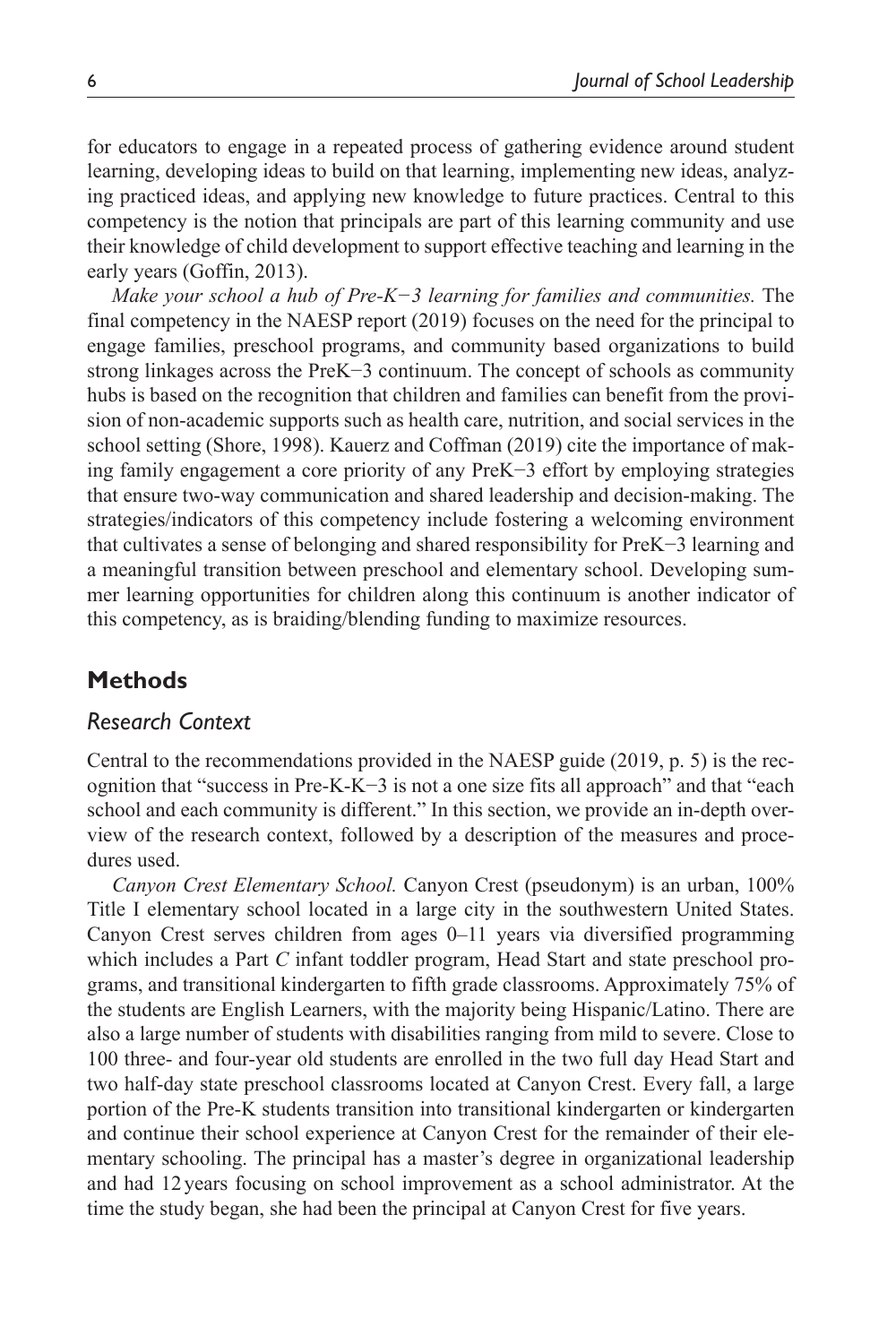for educators to engage in a repeated process of gathering evidence around student learning, developing ideas to build on that learning, implementing new ideas, analyzing practiced ideas, and applying new knowledge to future practices. Central to this competency is the notion that principals are part of this learning community and use their knowledge of child development to support effective teaching and learning in the early years (Goffin, 2013).

*Make your school a hub of Pre-K−3 learning for families and communities.* The final competency in the NAESP report (2019) focuses on the need for the principal to engage families, preschool programs, and community based organizations to build strong linkages across the PreK−3 continuum. The concept of schools as community hubs is based on the recognition that children and families can benefit from the provision of non-academic supports such as health care, nutrition, and social services in the school setting (Shore, 1998). Kauerz and Coffman (2019) cite the importance of making family engagement a core priority of any PreK−3 effort by employing strategies that ensure two-way communication and shared leadership and decision-making. The strategies/indicators of this competency include fostering a welcoming environment that cultivates a sense of belonging and shared responsibility for PreK−3 learning and a meaningful transition between preschool and elementary school. Developing summer learning opportunities for children along this continuum is another indicator of this competency, as is braiding/blending funding to maximize resources.

## Methods

### Research Context

Central to the recommendations provided in the NAESP guide (2019, p. 5) is the recognition that "success in Pre-K-K−3 is not a one size fits all approach" and that "each school and each community is different." In this section, we provide an in-depth overview of the research context, followed by a description of the measures and procedures used.

*Canyon Crest Elementary School.* Canyon Crest (pseudonym) is an urban, 100% Title I elementary school located in a large city in the southwestern United States. Canyon Crest serves children from ages 0–11 years via diversified programming which includes a Part *C* infant toddler program, Head Start and state preschool programs, and transitional kindergarten to fifth grade classrooms. Approximately 75% of the students are English Learners, with the majority being Hispanic/Latino. There are also a large number of students with disabilities ranging from mild to severe. Close to 100 three- and four-year old students are enrolled in the two full day Head Start and two half-day state preschool classrooms located at Canyon Crest. Every fall, a large portion of the Pre-K students transition into transitional kindergarten or kindergarten and continue their school experience at Canyon Crest for the remainder of their elementary schooling. The principal has a master's degree in organizational leadership and had 12 years focusing on school improvement as a school administrator. At the time the study began, she had been the principal at Canyon Crest for five years.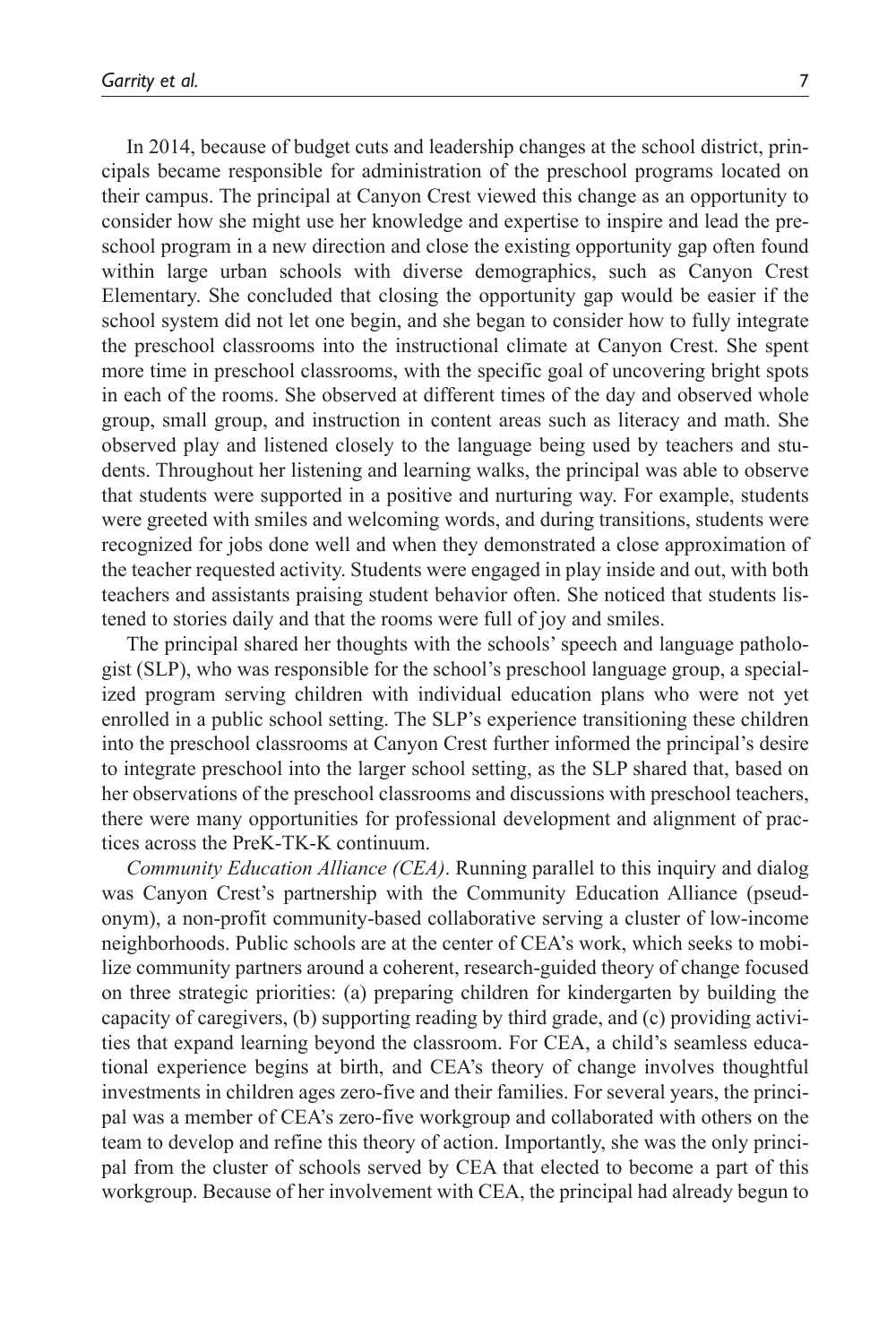In 2014, because of budget cuts and leadership changes at the school district, principals became responsible for administration of the preschool programs located on their campus. The principal at Canyon Crest viewed this change as an opportunity to consider how she might use her knowledge and expertise to inspire and lead the preschool program in a new direction and close the existing opportunity gap often found within large urban schools with diverse demographics, such as Canyon Crest Elementary. She concluded that closing the opportunity gap would be easier if the school system did not let one begin, and she began to consider how to fully integrate the preschool classrooms into the instructional climate at Canyon Crest. She spent more time in preschool classrooms, with the specific goal of uncovering bright spots in each of the rooms. She observed at different times of the day and observed whole group, small group, and instruction in content areas such as literacy and math. She observed play and listened closely to the language being used by teachers and students. Throughout her listening and learning walks, the principal was able to observe that students were supported in a positive and nurturing way. For example, students were greeted with smiles and welcoming words, and during transitions, students were recognized for jobs done well and when they demonstrated a close approximation of the teacher requested activity. Students were engaged in play inside and out, with both teachers and assistants praising student behavior often. She noticed that students listened to stories daily and that the rooms were full of joy and smiles.

The principal shared her thoughts with the schools' speech and language pathologist (SLP), who was responsible for the school's preschool language group, a specialized program serving children with individual education plans who were not yet enrolled in a public school setting. The SLP's experience transitioning these children into the preschool classrooms at Canyon Crest further informed the principal's desire to integrate preschool into the larger school setting, as the SLP shared that, based on her observations of the preschool classrooms and discussions with preschool teachers, there were many opportunities for professional development and alignment of practices across the PreK-TK-K continuum.

*Community Education Alliance (CEA)*. Running parallel to this inquiry and dialog was Canyon Crest's partnership with the Community Education Alliance (pseudonym), a non-profit community-based collaborative serving a cluster of low-income neighborhoods. Public schools are at the center of CEA's work, which seeks to mobilize community partners around a coherent, research-guided theory of change focused on three strategic priorities: (a) preparing children for kindergarten by building the capacity of caregivers, (b) supporting reading by third grade, and (c) providing activities that expand learning beyond the classroom. For CEA, a child's seamless educational experience begins at birth, and CEA's theory of change involves thoughtful investments in children ages zero-five and their families. For several years, the principal was a member of CEA's zero-five workgroup and collaborated with others on the team to develop and refine this theory of action. Importantly, she was the only principal from the cluster of schools served by CEA that elected to become a part of this workgroup. Because of her involvement with CEA, the principal had already begun to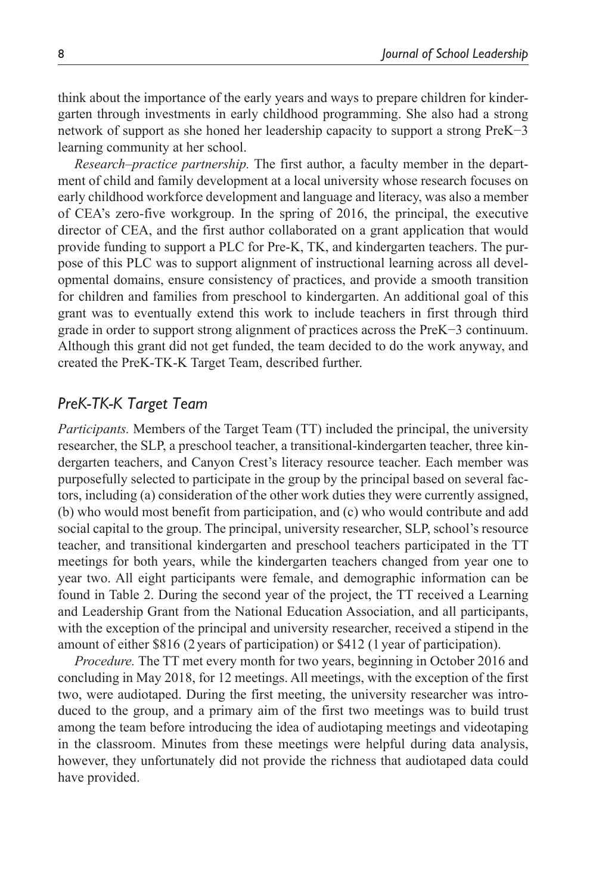think about the importance of the early years and ways to prepare children for kindergarten through investments in early childhood programming. She also had a strong network of support as she honed her leadership capacity to support a strong PreK−3 learning community at her school.

*Research–practice partnership.* The first author, a faculty member in the department of child and family development at a local university whose research focuses on early childhood workforce development and language and literacy, was also a member of CEA's zero-five workgroup. In the spring of 2016, the principal, the executive director of CEA, and the first author collaborated on a grant application that would provide funding to support a PLC for Pre-K, TK, and kindergarten teachers. The purpose of this PLC was to support alignment of instructional learning across all developmental domains, ensure consistency of practices, and provide a smooth transition for children and families from preschool to kindergarten. An additional goal of this grant was to eventually extend this work to include teachers in first through third grade in order to support strong alignment of practices across the PreK−3 continuum. Although this grant did not get funded, the team decided to do the work anyway, and created the PreK-TK-K Target Team, described further.

## *PreK-TK-K Target Team*

*Participants.* Members of the Target Team (TT) included the principal, the university researcher, the SLP, a preschool teacher, a transitional-kindergarten teacher, three kindergarten teachers, and Canyon Crest's literacy resource teacher. Each member was purposefully selected to participate in the group by the principal based on several factors, including (a) consideration of the other work duties they were currently assigned, (b) who would most benefit from participation, and (c) who would contribute and add social capital to the group. The principal, university researcher, SLP, school's resource teacher, and transitional kindergarten and preschool teachers participated in the TT meetings for both years, while the kindergarten teachers changed from year one to year two. All eight participants were female, and demographic information can be found in Table 2. During the second year of the project, the TT received a Learning and Leadership Grant from the National Education Association, and all participants, with the exception of the principal and university researcher, received a stipend in the amount of either \$816 (2 years of participation) or \$412 (1 year of participation).

*Procedure.* The TT met every month for two years, beginning in October 2016 and concluding in May 2018, for 12 meetings. All meetings, with the exception of the first two, were audiotaped. During the first meeting, the university researcher was introduced to the group, and a primary aim of the first two meetings was to build trust among the team before introducing the idea of audiotaping meetings and videotaping in the classroom. Minutes from these meetings were helpful during data analysis, however, they unfortunately did not provide the richness that audiotaped data could have provided.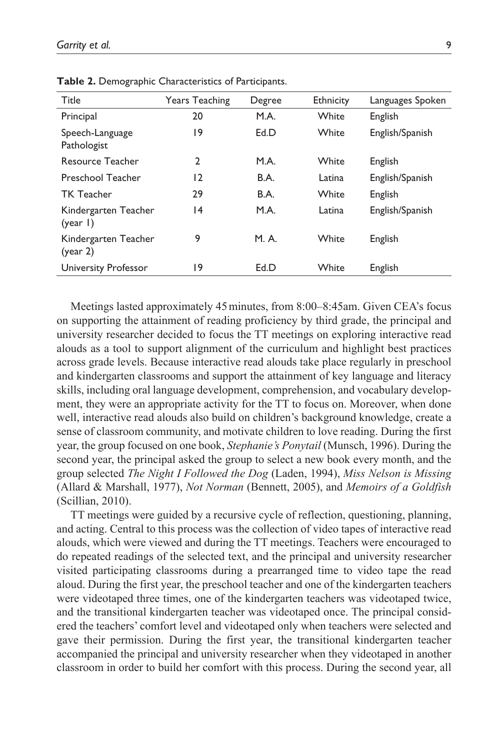**Table 2.** Demographic Characteristics of Participants.

| Title | Years Teaching | Degree | Ethnicity | Languages Spoken |
|---|---|---|---|---|
| Principal | 20 | M.A. | White | English |
| Speech-Language Pathologist | 19 | Ed.D | White | English/Spanish |
| Resource Teacher | 2 | M.A. | White | English |
| Preschool Teacher | 12 | B.A. | Latina | English/Spanish |
| TK Teacher | 29 | B.A. | White | English |
| Kindergarten Teacher (year 1) | 14 | M.A. | Latina | English/Spanish |
| Kindergarten Teacher (year 2) | 9 | M. A. | White | English |
| University Professor | 19 | Ed.D | White | English |

Meetings lasted approximately 45 minutes, from 8:00–8:45am. Given CEA's focus on supporting the attainment of reading proficiency by third grade, the principal and university researcher decided to focus the TT meetings on exploring interactive read alouds as a tool to support alignment of the curriculum and highlight best practices across grade levels. Because interactive read alouds take place regularly in preschool and kindergarten classrooms and support the attainment of key language and literacy skills, including oral language development, comprehension, and vocabulary development, they were an appropriate activity for the TT to focus on. Moreover, when done well, interactive read alouds also build on children's background knowledge, create a sense of classroom community, and motivate children to love reading. During the first year, the group focused on one book, *Stephanie's Ponytail* (Munsch, 1996). During the second year, the principal asked the group to select a new book every month, and the group selected *The Night I Followed the Dog* (Laden, 1994), *Miss Nelson is Missing* (Allard & Marshall, 1977), *Not Norman* (Bennett, 2005), and *Memoirs of a Goldfish* (Scillian, 2010).

TT meetings were guided by a recursive cycle of reflection, questioning, planning, and acting. Central to this process was the collection of video tapes of interactive read alouds, which were viewed and during the TT meetings. Teachers were encouraged to do repeated readings of the selected text, and the principal and university researcher visited participating classrooms during a prearranged time to video tape the read aloud. During the first year, the preschool teacher and one of the kindergarten teachers were videotaped three times, one of the kindergarten teachers was videotaped twice, and the transitional kindergarten teacher was videotaped once. The principal considered the teachers' comfort level and videotaped only when teachers were selected and gave their permission. During the first year, the transitional kindergarten teacher accompanied the principal and university researcher when they videotaped in another classroom in order to build her comfort with this process. During the second year, all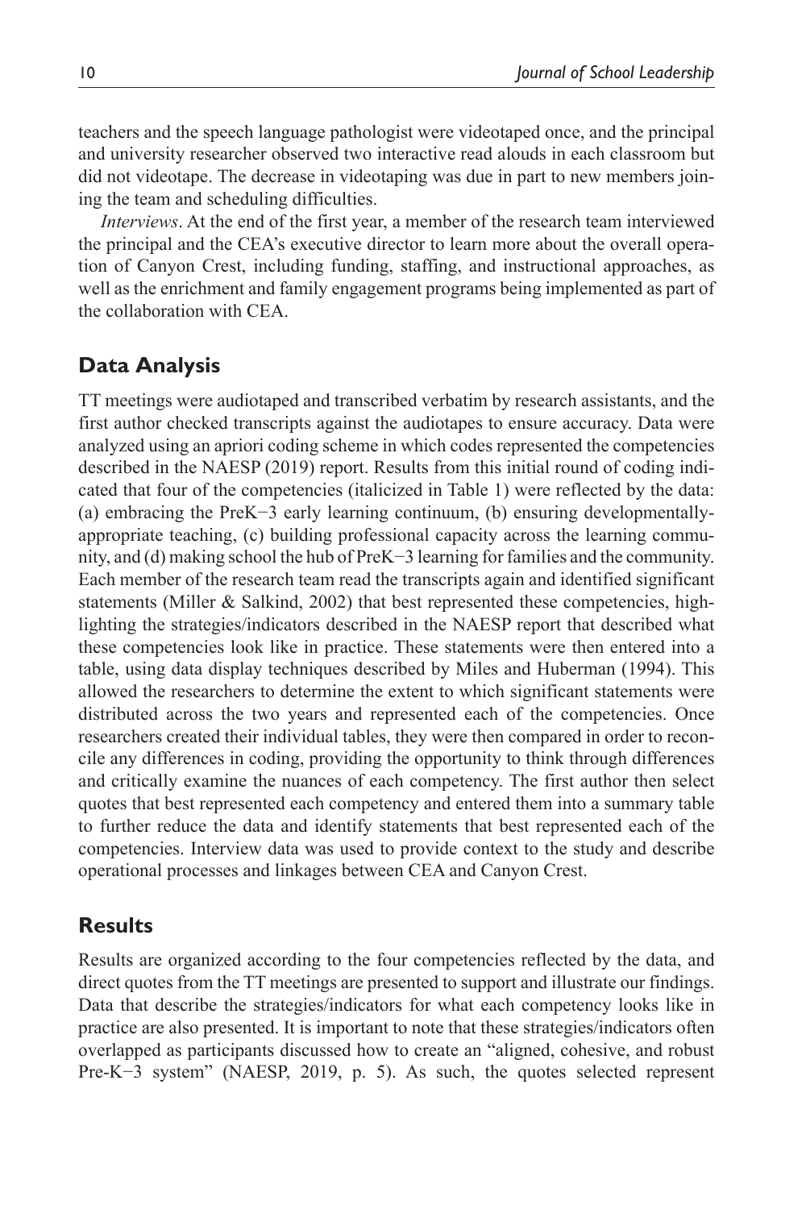teachers and the speech language pathologist were videotaped once, and the principal and university researcher observed two interactive read alouds in each classroom but did not videotape. The decrease in videotaping was due in part to new members joining the team and scheduling difficulties.

*Interviews*. At the end of the first year, a member of the research team interviewed the principal and the CEA's executive director to learn more about the overall operation of Canyon Crest, including funding, staffing, and instructional approaches, as well as the enrichment and family engagement programs being implemented as part of the collaboration with CEA.

## Data Analysis

TT meetings were audiotaped and transcribed verbatim by research assistants, and the first author checked transcripts against the audiotapes to ensure accuracy. Data were analyzed using an apriori coding scheme in which codes represented the competencies described in the NAESP (2019) report. Results from this initial round of coding indicated that four of the competencies (italicized in Table 1) were reflected by the data: (a) embracing the PreK−3 early learning continuum, (b) ensuring developmentally-appropriate teaching, (c) building professional capacity across the learning community, and (d) making school the hub of PreK−3 learning for families and the community. Each member of the research team read the transcripts again and identified significant statements (Miller & Salkind, 2002) that best represented these competencies, highlighting the strategies/indicators described in the NAESP report that described what these competencies look like in practice. These statements were then entered into a table, using data display techniques described by Miles and Huberman (1994). This allowed the researchers to determine the extent to which significant statements were distributed across the two years and represented each of the competencies. Once researchers created their individual tables, they were then compared in order to reconcile any differences in coding, providing the opportunity to think through differences and critically examine the nuances of each competency. The first author then select quotes that best represented each competency and entered them into a summary table to further reduce the data and identify statements that best represented each of the competencies. Interview data was used to provide context to the study and describe operational processes and linkages between CEA and Canyon Crest.

## Results

Results are organized according to the four competencies reflected by the data, and direct quotes from the TT meetings are presented to support and illustrate our findings. Data that describe the strategies/indicators for what each competency looks like in practice are also presented. It is important to note that these strategies/indicators often overlapped as participants discussed how to create an "aligned, cohesive, and robust Pre-K−3 system" (NAESP, 2019, p. 5). As such, the quotes selected represent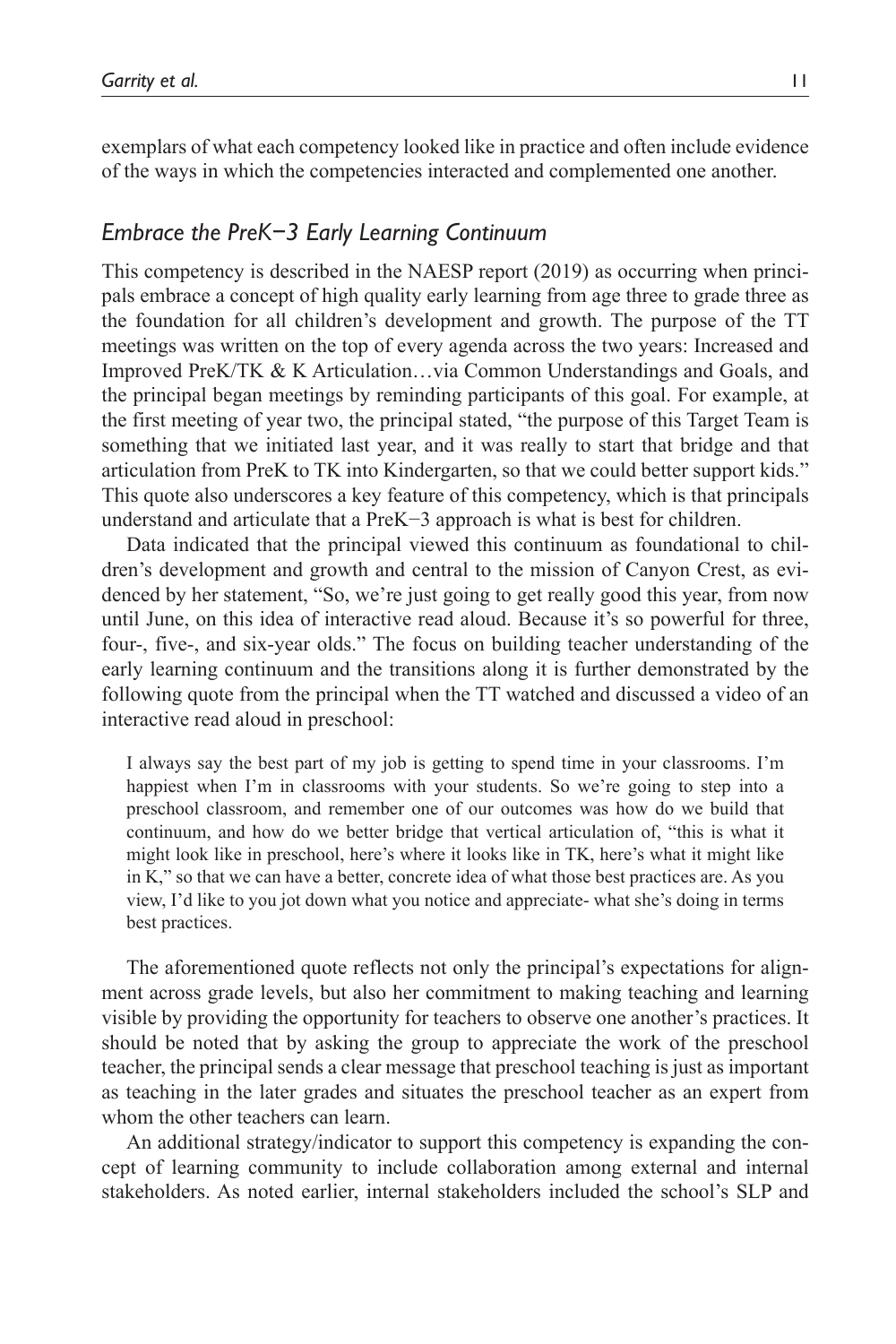exemplars of what each competency looked like in practice and often include evidence of the ways in which the competencies interacted and complemented one another.

### *Embrace the PreK−3 Early Learning Continuum*

This competency is described in the NAESP report (2019) as occurring when principals embrace a concept of high quality early learning from age three to grade three as the foundation for all children's development and growth. The purpose of the TT meetings was written on the top of every agenda across the two years: Increased and Improved PreK/TK & K Articulation…via Common Understandings and Goals, and the principal began meetings by reminding participants of this goal. For example, at the first meeting of year two, the principal stated, "the purpose of this Target Team is something that we initiated last year, and it was really to start that bridge and that articulation from PreK to TK into Kindergarten, so that we could better support kids." This quote also underscores a key feature of this competency, which is that principals understand and articulate that a PreK−3 approach is what is best for children.

Data indicated that the principal viewed this continuum as foundational to children's development and growth and central to the mission of Canyon Crest, as evidenced by her statement, "So, we're just going to get really good this year, from now until June, on this idea of interactive read aloud. Because it's so powerful for three, four-, five-, and six-year olds." The focus on building teacher understanding of the early learning continuum and the transitions along it is further demonstrated by the following quote from the principal when the TT watched and discussed a video of an interactive read aloud in preschool:

> I always say the best part of my job is getting to spend time in your classrooms. I'm happiest when I'm in classrooms with your students. So we're going to step into a preschool classroom, and remember one of our outcomes was how do we build that continuum, and how do we better bridge that vertical articulation of, "this is what it might look like in preschool, here's where it looks like in TK, here's what it might like in K," so that we can have a better, concrete idea of what those best practices are. As you view, I'd like to you jot down what you notice and appreciate- what she's doing in terms best practices.

The aforementioned quote reflects not only the principal's expectations for alignment across grade levels, but also her commitment to making teaching and learning visible by providing the opportunity for teachers to observe one another's practices. It should be noted that by asking the group to appreciate the work of the preschool teacher, the principal sends a clear message that preschool teaching is just as important as teaching in the later grades and situates the preschool teacher as an expert from whom the other teachers can learn.

An additional strategy/indicator to support this competency is expanding the concept of learning community to include collaboration among external and internal stakeholders. As noted earlier, internal stakeholders included the school's SLP and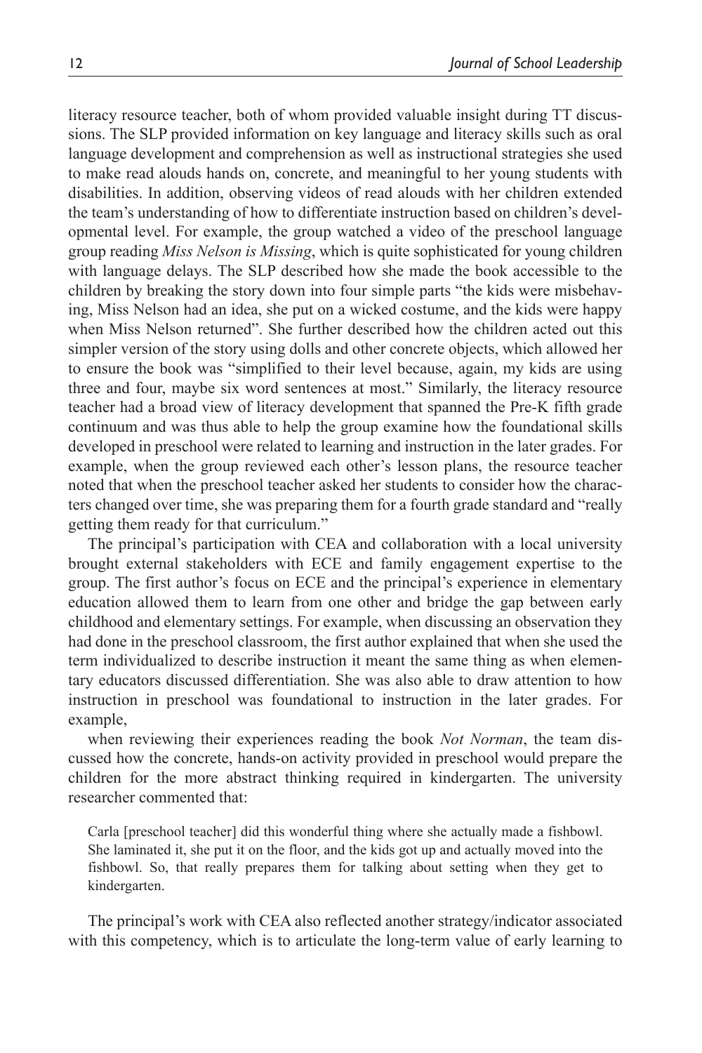literacy resource teacher, both of whom provided valuable insight during TT discussions. The SLP provided information on key language and literacy skills such as oral language development and comprehension as well as instructional strategies she used to make read alouds hands on, concrete, and meaningful to her young students with disabilities. In addition, observing videos of read alouds with her children extended the team's understanding of how to differentiate instruction based on children's developmental level. For example, the group watched a video of the preschool language group reading *Miss Nelson is Missing*, which is quite sophisticated for young children with language delays. The SLP described how she made the book accessible to the children by breaking the story down into four simple parts "the kids were misbehaving, Miss Nelson had an idea, she put on a wicked costume, and the kids were happy when Miss Nelson returned". She further described how the children acted out this simpler version of the story using dolls and other concrete objects, which allowed her to ensure the book was "simplified to their level because, again, my kids are using three and four, maybe six word sentences at most." Similarly, the literacy resource teacher had a broad view of literacy development that spanned the Pre-K fifth grade continuum and was thus able to help the group examine how the foundational skills developed in preschool were related to learning and instruction in the later grades. For example, when the group reviewed each other's lesson plans, the resource teacher noted that when the preschool teacher asked her students to consider how the characters changed over time, she was preparing them for a fourth grade standard and "really getting them ready for that curriculum."

The principal's participation with CEA and collaboration with a local university brought external stakeholders with ECE and family engagement expertise to the group. The first author's focus on ECE and the principal's experience in elementary education allowed them to learn from one other and bridge the gap between early childhood and elementary settings. For example, when discussing an observation they had done in the preschool classroom, the first author explained that when she used the term individualized to describe instruction it meant the same thing as when elementary educators discussed differentiation. She was also able to draw attention to how instruction in preschool was foundational to instruction in the later grades. For example,

when reviewing their experiences reading the book *Not Norman*, the team discussed how the concrete, hands-on activity provided in preschool would prepare the children for the more abstract thinking required in kindergarten. The university researcher commented that:

> Carla [preschool teacher] did this wonderful thing where she actually made a fishbowl. She laminated it, she put it on the floor, and the kids got up and actually moved into the fishbowl. So, that really prepares them for talking about setting when they get to kindergarten.

The principal's work with CEA also reflected another strategy/indicator associated with this competency, which is to articulate the long-term value of early learning to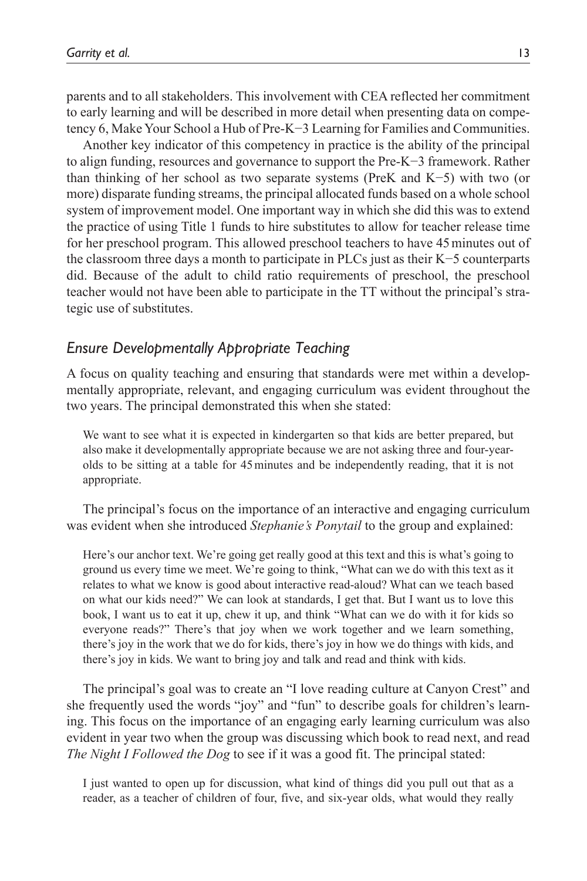parents and to all stakeholders. This involvement with CEA reflected her commitment to early learning and will be described in more detail when presenting data on competency 6, Make Your School a Hub of Pre-K−3 Learning for Families and Communities.

Another key indicator of this competency in practice is the ability of the principal to align funding, resources and governance to support the Pre-K−3 framework. Rather than thinking of her school as two separate systems (PreK and K−5) with two (or more) disparate funding streams, the principal allocated funds based on a whole school system of improvement model. One important way in which she did this was to extend the practice of using Title 1 funds to hire substitutes to allow for teacher release time for her preschool program. This allowed preschool teachers to have 45 minutes out of the classroom three days a month to participate in PLCs just as their K−5 counterparts did. Because of the adult to child ratio requirements of preschool, the preschool teacher would not have been able to participate in the TT without the principal's strategic use of substitutes.

### *Ensure Developmentally Appropriate Teaching*

A focus on quality teaching and ensuring that standards were met within a developmentally appropriate, relevant, and engaging curriculum was evident throughout the two years. The principal demonstrated this when she stated:

> We want to see what it is expected in kindergarten so that kids are better prepared, but also make it developmentally appropriate because we are not asking three and four-year-olds to be sitting at a table for 45 minutes and be independently reading, that it is not appropriate.

The principal's focus on the importance of an interactive and engaging curriculum was evident when she introduced *Stephanie's Ponytail* to the group and explained:

> Here's our anchor text. We're going get really good at this text and this is what's going to ground us every time we meet. We're going to think, "What can we do with this text as it relates to what we know is good about interactive read-aloud? What can we teach based on what our kids need?" We can look at standards, I get that. But I want us to love this book, I want us to eat it up, chew it up, and think "What can we do with it for kids so everyone reads?" There's that joy when we work together and we learn something, there's joy in the work that we do for kids, there's joy in how we do things with kids, and there's joy in kids. We want to bring joy and talk and read and think with kids.

The principal's goal was to create an "I love reading culture at Canyon Crest" and she frequently used the words "joy" and "fun" to describe goals for children's learning. This focus on the importance of an engaging early learning curriculum was also evident in year two when the group was discussing which book to read next, and read *The Night I Followed the Dog* to see if it was a good fit. The principal stated:

> I just wanted to open up for discussion, what kind of things did you pull out that as a reader, as a teacher of children of four, five, and six-year olds, what would they really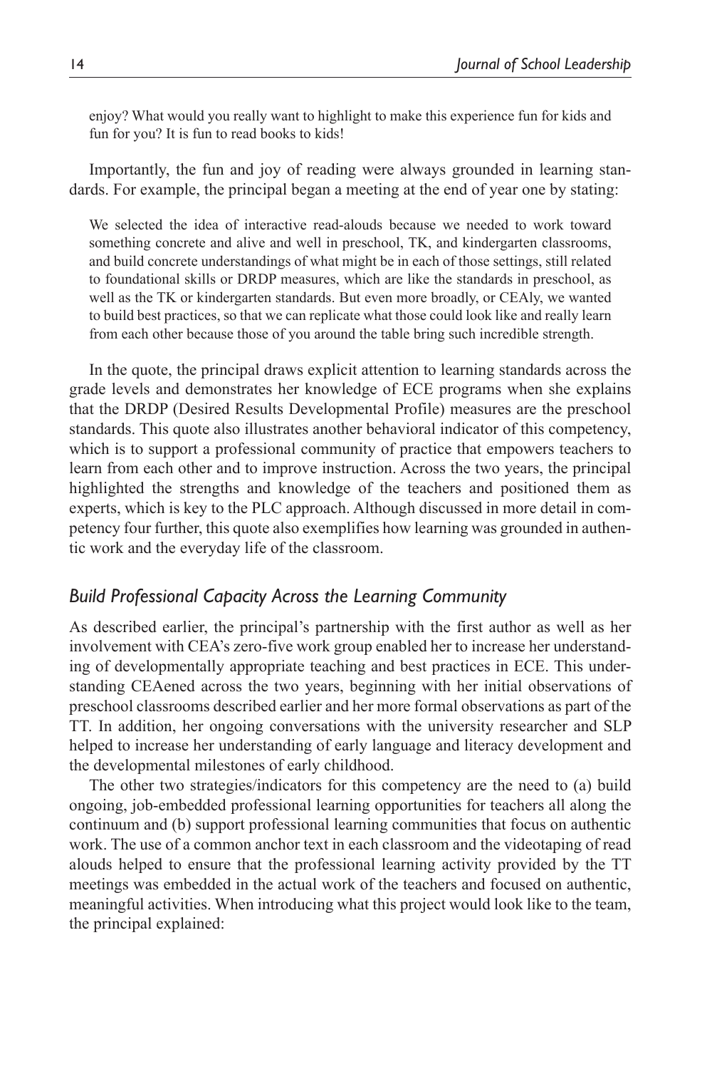enjoy? What would you really want to highlight to make this experience fun for kids and fun for you? It is fun to read books to kids!

Importantly, the fun and joy of reading were always grounded in learning standards. For example, the principal began a meeting at the end of year one by stating:

> We selected the idea of interactive read-alouds because we needed to work toward something concrete and alive and well in preschool, TK, and kindergarten classrooms, and build concrete understandings of what might be in each of those settings, still related to foundational skills or DRDP measures, which are like the standards in preschool, as well as the TK or kindergarten standards. But even more broadly, or CEAly, we wanted to build best practices, so that we can replicate what those could look like and really learn from each other because those of you around the table bring such incredible strength.

In the quote, the principal draws explicit attention to learning standards across the grade levels and demonstrates her knowledge of ECE programs when she explains that the DRDP (Desired Results Developmental Profile) measures are the preschool standards. This quote also illustrates another behavioral indicator of this competency, which is to support a professional community of practice that empowers teachers to learn from each other and to improve instruction. Across the two years, the principal highlighted the strengths and knowledge of the teachers and positioned them as experts, which is key to the PLC approach. Although discussed in more detail in competency four further, this quote also exemplifies how learning was grounded in authentic work and the everyday life of the classroom.

### *Build Professional Capacity Across the Learning Community*

As described earlier, the principal's partnership with the first author as well as her involvement with CEA's zero-five work group enabled her to increase her understanding of developmentally appropriate teaching and best practices in ECE. This understanding CEAened across the two years, beginning with her initial observations of preschool classrooms described earlier and her more formal observations as part of the TT. In addition, her ongoing conversations with the university researcher and SLP helped to increase her understanding of early language and literacy development and the developmental milestones of early childhood.

The other two strategies/indicators for this competency are the need to (a) build ongoing, job-embedded professional learning opportunities for teachers all along the continuum and (b) support professional learning communities that focus on authentic work. The use of a common anchor text in each classroom and the videotaping of read alouds helped to ensure that the professional learning activity provided by the TT meetings was embedded in the actual work of the teachers and focused on authentic, meaningful activities. When introducing what this project would look like to the team, the principal explained: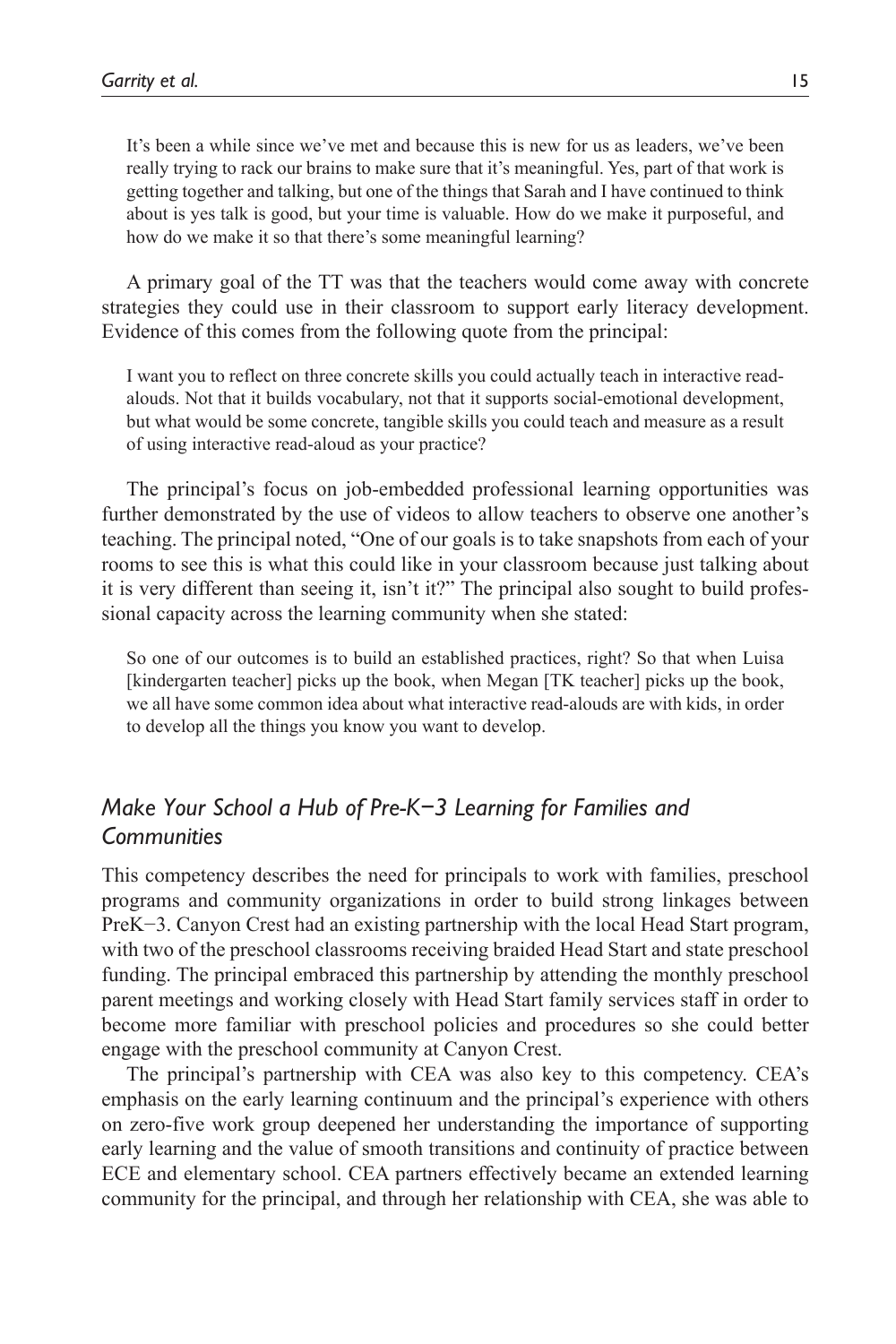> It's been a while since we've met and because this is new for us as leaders, we've been really trying to rack our brains to make sure that it's meaningful. Yes, part of that work is getting together and talking, but one of the things that Sarah and I have continued to think about is yes talk is good, but your time is valuable. How do we make it purposeful, and how do we make it so that there's some meaningful learning?

A primary goal of the TT was that the teachers would come away with concrete strategies they could use in their classroom to support early literacy development. Evidence of this comes from the following quote from the principal:

> I want you to reflect on three concrete skills you could actually teach in interactive read-alouds. Not that it builds vocabulary, not that it supports social-emotional development, but what would be some concrete, tangible skills you could teach and measure as a result of using interactive read-aloud as your practice?

The principal's focus on job-embedded professional learning opportunities was further demonstrated by the use of videos to allow teachers to observe one another's teaching. The principal noted, "One of our goals is to take snapshots from each of your rooms to see this is what this could like in your classroom because just talking about it is very different than seeing it, isn't it?" The principal also sought to build professional capacity across the learning community when she stated:

> So one of our outcomes is to build an established practices, right? So that when Luisa [kindergarten teacher] picks up the book, when Megan [TK teacher] picks up the book, we all have some common idea about what interactive read-alouds are with kids, in order to develop all the things you know you want to develop.

### *Make Your School a Hub of Pre-K–3 Learning for Families and Communities*

This competency describes the need for principals to work with families, preschool programs and community organizations in order to build strong linkages between PreK–3. Canyon Crest had an existing partnership with the local Head Start program, with two of the preschool classrooms receiving braided Head Start and state preschool funding. The principal embraced this partnership by attending the monthly preschool parent meetings and working closely with Head Start family services staff in order to become more familiar with preschool policies and procedures so she could better engage with the preschool community at Canyon Crest.

The principal's partnership with CEA was also key to this competency. CEA's emphasis on the early learning continuum and the principal's experience with others on zero-five work group deepened her understanding the importance of supporting early learning and the value of smooth transitions and continuity of practice between ECE and elementary school. CEA partners effectively became an extended learning community for the principal, and through her relationship with CEA, she was able to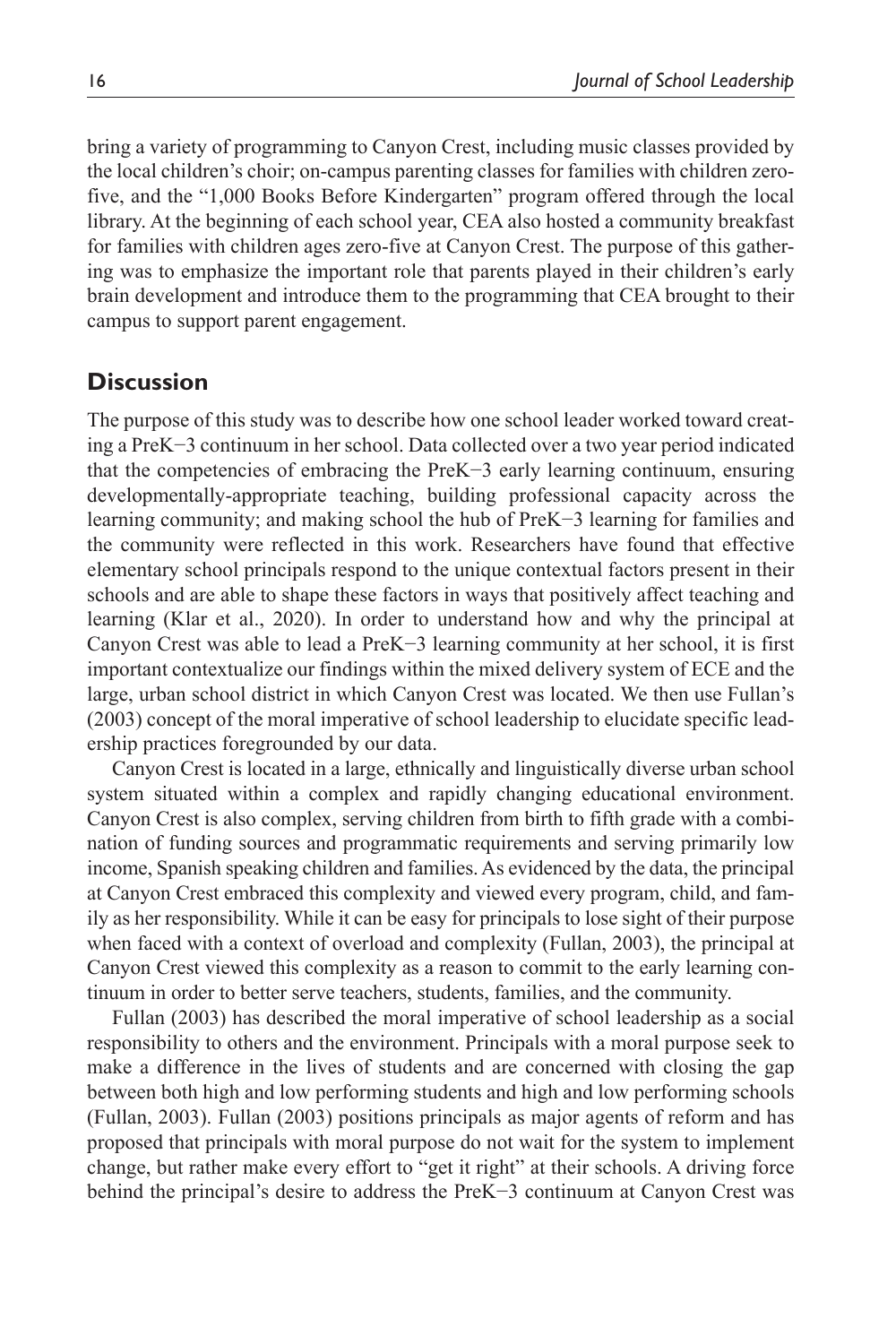bring a variety of programming to Canyon Crest, including music classes provided by the local children's choir; on-campus parenting classes for families with children zero-five, and the "1,000 Books Before Kindergarten" program offered through the local library. At the beginning of each school year, CEA also hosted a community breakfast for families with children ages zero-five at Canyon Crest. The purpose of this gathering was to emphasize the important role that parents played in their children's early brain development and introduce them to the programming that CEA brought to their campus to support parent engagement.

## Discussion

The purpose of this study was to describe how one school leader worked toward creating a PreK−3 continuum in her school. Data collected over a two year period indicated that the competencies of embracing the PreK−3 early learning continuum, ensuring developmentally-appropriate teaching, building professional capacity across the learning community; and making school the hub of PreK−3 learning for families and the community were reflected in this work. Researchers have found that effective elementary school principals respond to the unique contextual factors present in their schools and are able to shape these factors in ways that positively affect teaching and learning (Klar et al., 2020). In order to understand how and why the principal at Canyon Crest was able to lead a PreK−3 learning community at her school, it is first important contextualize our findings within the mixed delivery system of ECE and the large, urban school district in which Canyon Crest was located. We then use Fullan's (2003) concept of the moral imperative of school leadership to elucidate specific leadership practices foregrounded by our data.

Canyon Crest is located in a large, ethnically and linguistically diverse urban school system situated within a complex and rapidly changing educational environment. Canyon Crest is also complex, serving children from birth to fifth grade with a combination of funding sources and programmatic requirements and serving primarily low income, Spanish speaking children and families. As evidenced by the data, the principal at Canyon Crest embraced this complexity and viewed every program, child, and family as her responsibility. While it can be easy for principals to lose sight of their purpose when faced with a context of overload and complexity (Fullan, 2003), the principal at Canyon Crest viewed this complexity as a reason to commit to the early learning continuum in order to better serve teachers, students, families, and the community.

Fullan (2003) has described the moral imperative of school leadership as a social responsibility to others and the environment. Principals with a moral purpose seek to make a difference in the lives of students and are concerned with closing the gap between both high and low performing students and high and low performing schools (Fullan, 2003). Fullan (2003) positions principals as major agents of reform and has proposed that principals with moral purpose do not wait for the system to implement change, but rather make every effort to "get it right" at their schools. A driving force behind the principal's desire to address the PreK−3 continuum at Canyon Crest was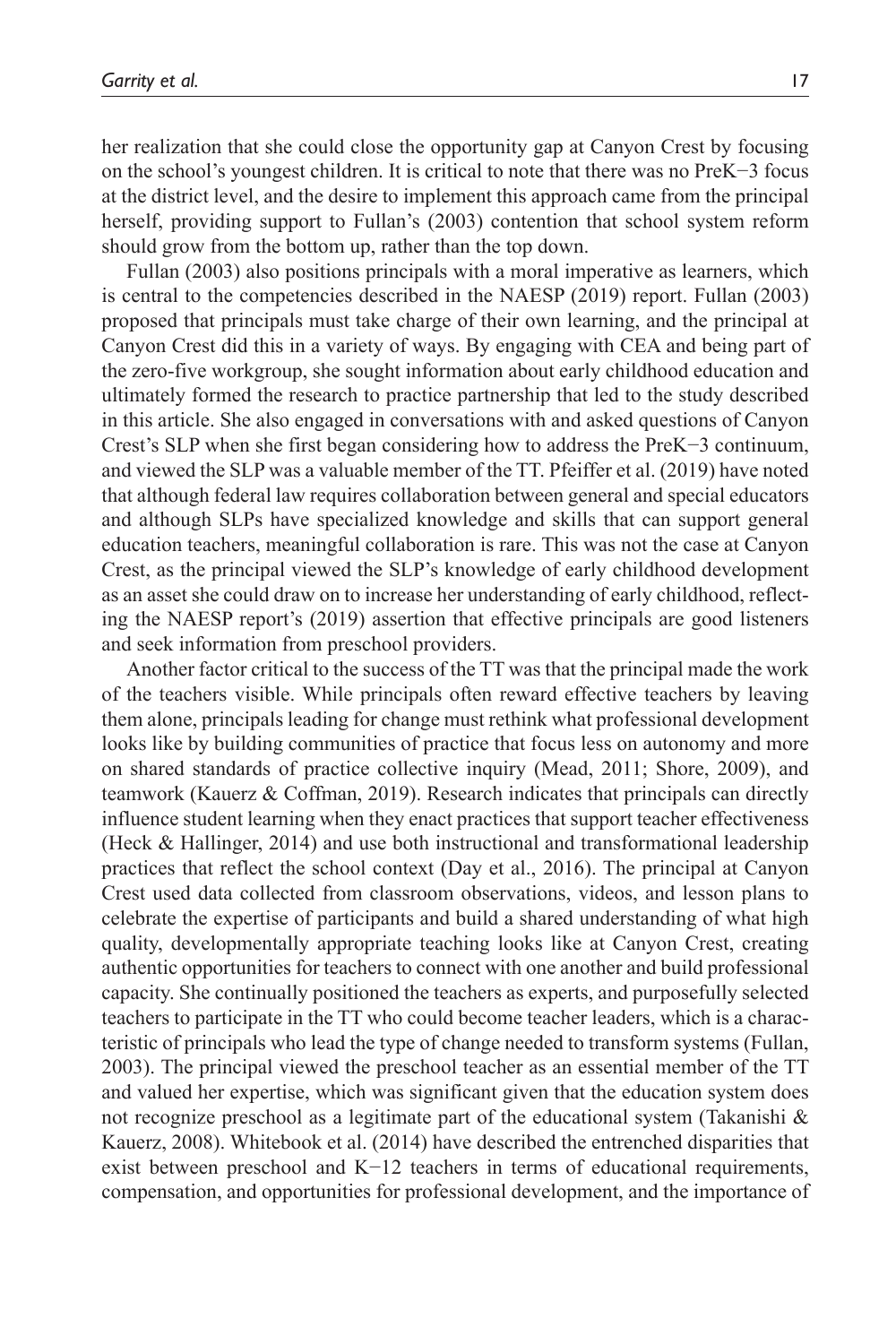her realization that she could close the opportunity gap at Canyon Crest by focusing on the school's youngest children. It is critical to note that there was no PreK−3 focus at the district level, and the desire to implement this approach came from the principal herself, providing support to Fullan's (2003) contention that school system reform should grow from the bottom up, rather than the top down.

Fullan (2003) also positions principals with a moral imperative as learners, which is central to the competencies described in the NAESP (2019) report. Fullan (2003) proposed that principals must take charge of their own learning, and the principal at Canyon Crest did this in a variety of ways. By engaging with CEA and being part of the zero-five workgroup, she sought information about early childhood education and ultimately formed the research to practice partnership that led to the study described in this article. She also engaged in conversations with and asked questions of Canyon Crest's SLP when she first began considering how to address the PreK−3 continuum, and viewed the SLP was a valuable member of the TT. Pfeiffer et al. (2019) have noted that although federal law requires collaboration between general and special educators and although SLPs have specialized knowledge and skills that can support general education teachers, meaningful collaboration is rare. This was not the case at Canyon Crest, as the principal viewed the SLP's knowledge of early childhood development as an asset she could draw on to increase her understanding of early childhood, reflecting the NAESP report's (2019) assertion that effective principals are good listeners and seek information from preschool providers.

Another factor critical to the success of the TT was that the principal made the work of the teachers visible. While principals often reward effective teachers by leaving them alone, principals leading for change must rethink what professional development looks like by building communities of practice that focus less on autonomy and more on shared standards of practice collective inquiry (Mead, 2011; Shore, 2009), and teamwork (Kauerz & Coffman, 2019). Research indicates that principals can directly influence student learning when they enact practices that support teacher effectiveness (Heck & Hallinger, 2014) and use both instructional and transformational leadership practices that reflect the school context (Day et al., 2016). The principal at Canyon Crest used data collected from classroom observations, videos, and lesson plans to celebrate the expertise of participants and build a shared understanding of what high quality, developmentally appropriate teaching looks like at Canyon Crest, creating authentic opportunities for teachers to connect with one another and build professional capacity. She continually positioned the teachers as experts, and purposefully selected teachers to participate in the TT who could become teacher leaders, which is a characteristic of principals who lead the type of change needed to transform systems (Fullan, 2003). The principal viewed the preschool teacher as an essential member of the TT and valued her expertise, which was significant given that the education system does not recognize preschool as a legitimate part of the educational system (Takanishi & Kauerz, 2008). Whitebook et al. (2014) have described the entrenched disparities that exist between preschool and K−12 teachers in terms of educational requirements, compensation, and opportunities for professional development, and the importance of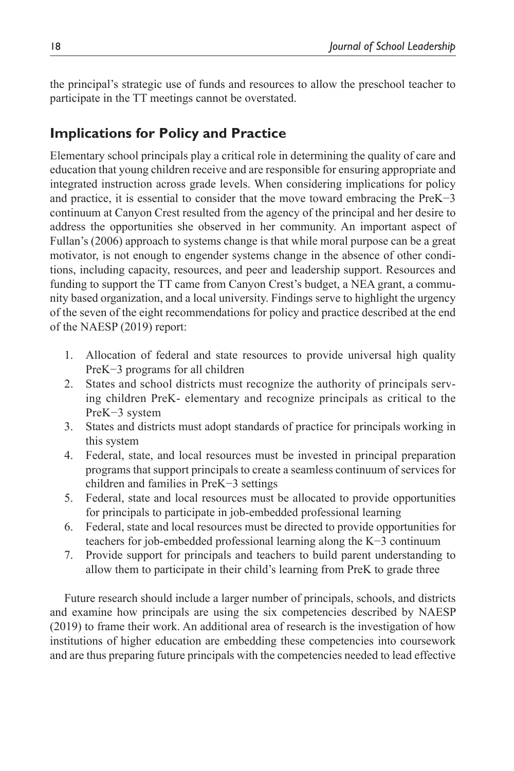the principal's strategic use of funds and resources to allow the preschool teacher to participate in the TT meetings cannot be overstated.

## Implications for Policy and Practice

Elementary school principals play a critical role in determining the quality of care and education that young children receive and are responsible for ensuring appropriate and integrated instruction across grade levels. When considering implications for policy and practice, it is essential to consider that the move toward embracing the PreK−3 continuum at Canyon Crest resulted from the agency of the principal and her desire to address the opportunities she observed in her community. An important aspect of Fullan's (2006) approach to systems change is that while moral purpose can be a great motivator, is not enough to engender systems change in the absence of other conditions, including capacity, resources, and peer and leadership support. Resources and funding to support the TT came from Canyon Crest's budget, a NEA grant, a community based organization, and a local university. Findings serve to highlight the urgency of the seven of the eight recommendations for policy and practice described at the end of the NAESP (2019) report:

1. Allocation of federal and state resources to provide universal high quality PreK−3 programs for all children
2. States and school districts must recognize the authority of principals serving children PreK- elementary and recognize principals as critical to the PreK−3 system
3. States and districts must adopt standards of practice for principals working in this system
4. Federal, state, and local resources must be invested in principal preparation programs that support principals to create a seamless continuum of services for children and families in PreK−3 settings
5. Federal, state and local resources must be allocated to provide opportunities for principals to participate in job-embedded professional learning
6. Federal, state and local resources must be directed to provide opportunities for teachers for job-embedded professional learning along the K−3 continuum
7. Provide support for principals and teachers to build parent understanding to allow them to participate in their child's learning from PreK to grade three

Future research should include a larger number of principals, schools, and districts and examine how principals are using the six competencies described by NAESP (2019) to frame their work. An additional area of research is the investigation of how institutions of higher education are embedding these competencies into coursework and are thus preparing future principals with the competencies needed to lead effective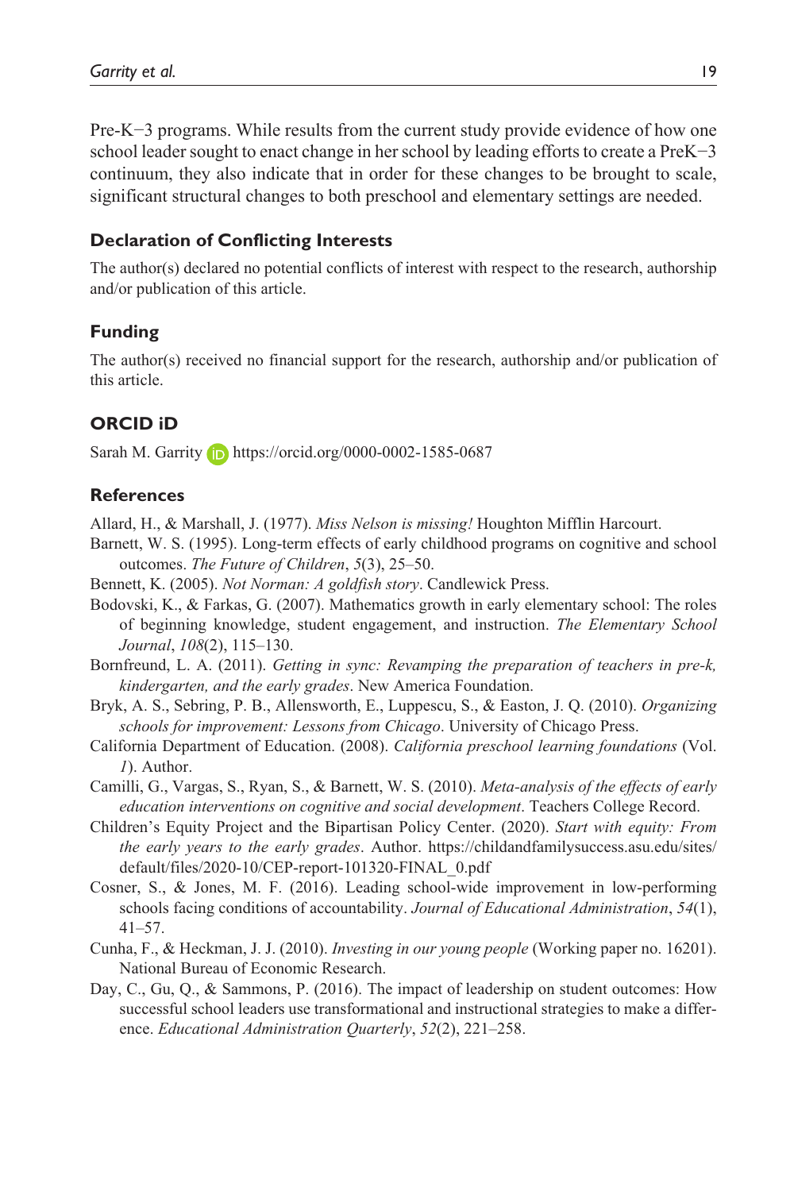Pre-K−3 programs. While results from the current study provide evidence of how one school leader sought to enact change in her school by leading efforts to create a PreK−3 continuum, they also indicate that in order for these changes to be brought to scale, significant structural changes to both preschool and elementary settings are needed.

### Declaration of Conflicting Interests

The author(s) declared no potential conflicts of interest with respect to the research, authorship and/or publication of this article.

### Funding

The author(s) received no financial support for the research, authorship and/or publication of this article.

### ORCID iD

Sarah M. Garrity https://orcid.org/0000-0002-1585-0687

### References

Allard, H., & Marshall, J. (1977). *Miss Nelson is missing!* Houghton Mifflin Harcourt.

Barnett, W. S. (1995). Long-term effects of early childhood programs on cognitive and school outcomes. *The Future of Children*, *5*(3), 25–50.

Bennett, K. (2005). *Not Norman: A goldfish story*. Candlewick Press.

Bodovski, K., & Farkas, G. (2007). Mathematics growth in early elementary school: The roles of beginning knowledge, student engagement, and instruction. *The Elementary School Journal*, *108*(2), 115–130.

Bornfreund, L. A. (2011). *Getting in sync: Revamping the preparation of teachers in pre-k, kindergarten, and the early grades*. New America Foundation.

Bryk, A. S., Sebring, P. B., Allensworth, E., Luppescu, S., & Easton, J. Q. (2010). *Organizing schools for improvement: Lessons from Chicago*. University of Chicago Press.

California Department of Education. (2008). *California preschool learning foundations* (Vol. *1*). Author.

Camilli, G., Vargas, S., Ryan, S., & Barnett, W. S. (2010). *Meta-analysis of the effects of early education interventions on cognitive and social development*. Teachers College Record.

Children's Equity Project and the Bipartisan Policy Center. (2020). *Start with equity: From the early years to the early grades*. Author. https://childandfamilysuccess.asu.edu/sites/default/files/2020-10/CEP-report-101320-FINAL_0.pdf

Cosner, S., & Jones, M. F. (2016). Leading school-wide improvement in low-performing schools facing conditions of accountability. *Journal of Educational Administration*, *54*(1), 41–57.

Cunha, F., & Heckman, J. J. (2010). *Investing in our young people* (Working paper no. 16201). National Bureau of Economic Research.

Day, C., Gu, Q., & Sammons, P. (2016). The impact of leadership on student outcomes: How successful school leaders use transformational and instructional strategies to make a difference. *Educational Administration Quarterly*, *52*(2), 221–258.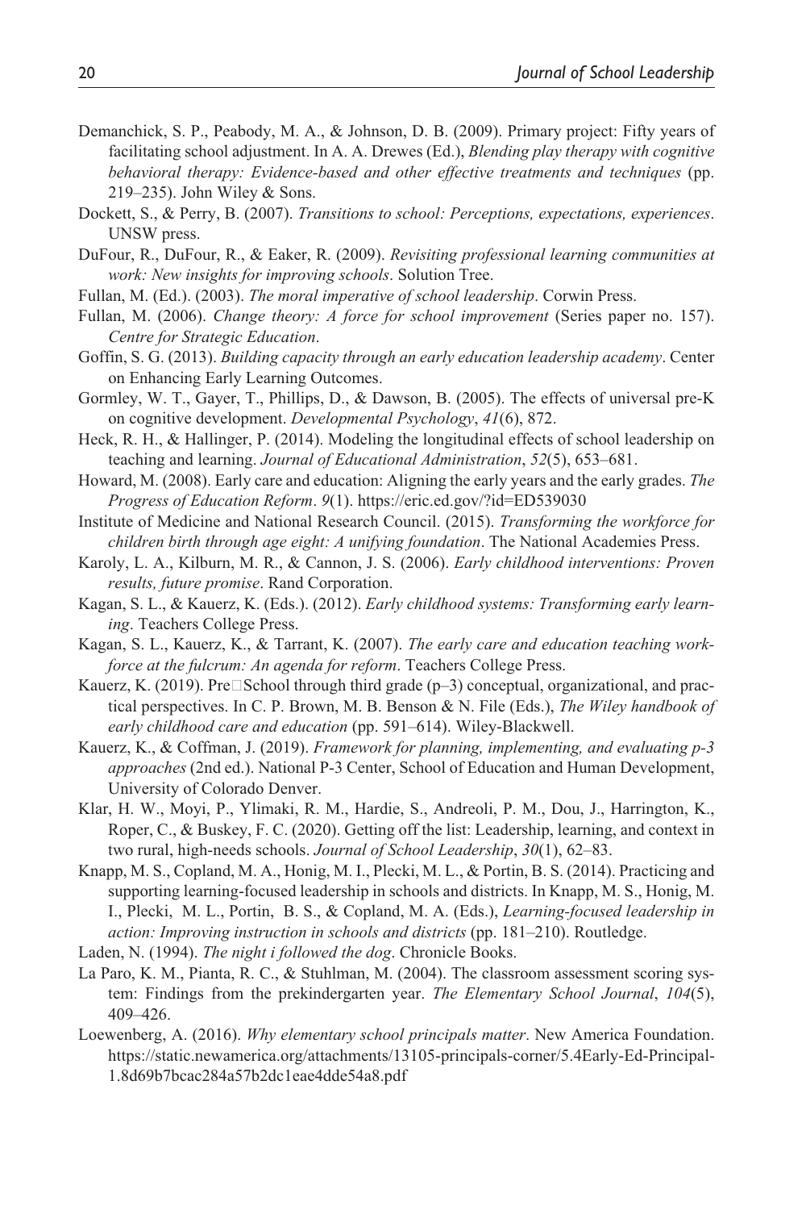Demanchick, S. P., Peabody, M. A., & Johnson, D. B. (2009). Primary project: Fifty years of facilitating school adjustment. In A. A. Drewes (Ed.), *Blending play therapy with cognitive behavioral therapy: Evidence-based and other effective treatments and techniques* (pp. 219–235). John Wiley & Sons.

Dockett, S., & Perry, B. (2007). *Transitions to school: Perceptions, expectations, experiences*. UNSW press.

DuFour, R., DuFour, R., & Eaker, R. (2009). *Revisiting professional learning communities at work: New insights for improving schools*. Solution Tree.

Fullan, M. (Ed.). (2003). *The moral imperative of school leadership*. Corwin Press.

Fullan, M. (2006). *Change theory: A force for school improvement* (Series paper no. 157). *Centre for Strategic Education*.

Goffin, S. G. (2013). *Building capacity through an early education leadership academy*. Center on Enhancing Early Learning Outcomes.

Gormley, W. T., Gayer, T., Phillips, D., & Dawson, B. (2005). The effects of universal pre-K on cognitive development. *Developmental Psychology*, *41*(6), 872.

Heck, R. H., & Hallinger, P. (2014). Modeling the longitudinal effects of school leadership on teaching and learning. *Journal of Educational Administration*, *52*(5), 653–681.

Howard, M. (2008). Early care and education: Aligning the early years and the early grades. *The Progress of Education Reform*. *9*(1). https://eric.ed.gov/?id=ED539030

Institute of Medicine and National Research Council. (2015). *Transforming the workforce for children birth through age eight: A unifying foundation*. The National Academies Press.

Karoly, L. A., Kilburn, M. R., & Cannon, J. S. (2006). *Early childhood interventions: Proven results, future promise*. Rand Corporation.

Kagan, S. L., & Kauerz, K. (Eds.). (2012). *Early childhood systems: Transforming early learning*. Teachers College Press.

Kagan, S. L., Kauerz, K., & Tarrant, K. (2007). *The early care and education teaching workforce at the fulcrum: An agenda for reform*. Teachers College Press.

Kauerz, K. (2019). Pre□School through third grade (p–3) conceptual, organizational, and practical perspectives. In C. P. Brown, M. B. Benson & N. File (Eds.), *The Wiley handbook of early childhood care and education* (pp. 591–614). Wiley-Blackwell.

Kauerz, K., & Coffman, J. (2019). *Framework for planning, implementing, and evaluating p-3 approaches* (2nd ed.). National P-3 Center, School of Education and Human Development, University of Colorado Denver.

Klar, H. W., Moyi, P., Ylimaki, R. M., Hardie, S., Andreoli, P. M., Dou, J., Harrington, K., Roper, C., & Buskey, F. C. (2020). Getting off the list: Leadership, learning, and context in two rural, high-needs schools. *Journal of School Leadership*, *30*(1), 62–83.

Knapp, M. S., Copland, M. A., Honig, M. I., Plecki, M. L., & Portin, B. S. (2014). Practicing and supporting learning-focused leadership in schools and districts. In Knapp, M. S., Honig, M. I., Plecki, M. L., Portin, B. S., & Copland, M. A. (Eds.), *Learning-focused leadership in action: Improving instruction in schools and districts* (pp. 181–210). Routledge.

Laden, N. (1994). *The night i followed the dog*. Chronicle Books.

La Paro, K. M., Pianta, R. C., & Stuhlman, M. (2004). The classroom assessment scoring system: Findings from the prekindergarten year. *The Elementary School Journal*, *104*(5), 409–426.

Loewenberg, A. (2016). *Why elementary school principals matter*. New America Foundation. https://static.newamerica.org/attachments/13105-principals-corner/5.4Early-Ed-Principal-1.8d69b7bcac284a57b2dc1eae4dde54a8.pdf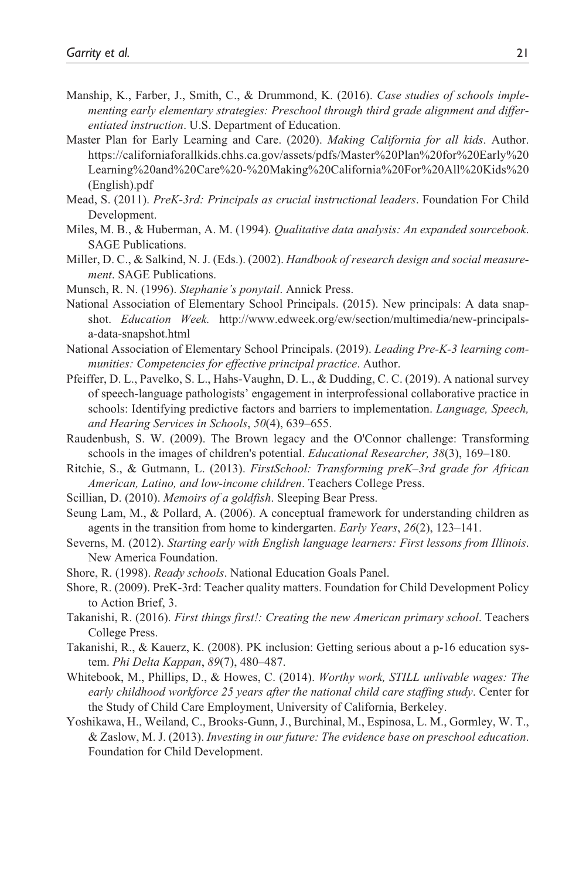Manship, K., Farber, J., Smith, C., & Drummond, K. (2016). *Case studies of schools implementing early elementary strategies: Preschool through third grade alignment and differentiated instruction*. U.S. Department of Education.

Master Plan for Early Learning and Care. (2020). *Making California for all kids*. Author. https://californiaforallkids.chhs.ca.gov/assets/pdfs/Master%20Plan%20for%20Early%20Learning%20and%20Care%20-%20Making%20California%20For%20All%20Kids%20(English).pdf

Mead, S. (2011). *PreK-3rd: Principals as crucial instructional leaders*. Foundation For Child Development.

Miles, M. B., & Huberman, A. M. (1994). *Qualitative data analysis: An expanded sourcebook*. SAGE Publications.

Miller, D. C., & Salkind, N. J. (Eds.). (2002). *Handbook of research design and social measurement*. SAGE Publications.

Munsch, R. N. (1996). *Stephanie's ponytail*. Annick Press.

National Association of Elementary School Principals. (2015). New principals: A data snapshot. *Education Week.* http://www.edweek.org/ew/section/multimedia/new-principals-a-data-snapshot.html

National Association of Elementary School Principals. (2019). *Leading Pre-K-3 learning communities: Competencies for effective principal practice*. Author.

Pfeiffer, D. L., Pavelko, S. L., Hahs-Vaughn, D. L., & Dudding, C. C. (2019). A national survey of speech-language pathologists' engagement in interprofessional collaborative practice in schools: Identifying predictive factors and barriers to implementation. *Language, Speech, and Hearing Services in Schools*, *50*(4), 639–655.

Raudenbush, S. W. (2009). The Brown legacy and the O'Connor challenge: Transforming schools in the images of children's potential. *Educational Researcher, 38*(3), 169–180.

Ritchie, S., & Gutmann, L. (2013). *FirstSchool: Transforming preK–3rd grade for African American, Latino, and low-income children*. Teachers College Press.

Scillian, D. (2010). *Memoirs of a goldfish*. Sleeping Bear Press.

Seung Lam, M., & Pollard, A. (2006). A conceptual framework for understanding children as agents in the transition from home to kindergarten. *Early Years*, *26*(2), 123–141.

Severns, M. (2012). *Starting early with English language learners: First lessons from Illinois*. New America Foundation.

Shore, R. (1998). *Ready schools*. National Education Goals Panel.

Shore, R. (2009). PreK-3rd: Teacher quality matters. Foundation for Child Development Policy to Action Brief, 3.

Takanishi, R. (2016). *First things first!: Creating the new American primary school*. Teachers College Press.

Takanishi, R., & Kauerz, K. (2008). PK inclusion: Getting serious about a p-16 education system. *Phi Delta Kappan*, *89*(7), 480–487.

Whitebook, M., Phillips, D., & Howes, C. (2014). *Worthy work, STILL unlivable wages: The early childhood workforce 25 years after the national child care staffing study*. Center for the Study of Child Care Employment, University of California, Berkeley.

Yoshikawa, H., Weiland, C., Brooks-Gunn, J., Burchinal, M., Espinosa, L. M., Gormley, W. T., & Zaslow, M. J. (2013). *Investing in our future: The evidence base on preschool education*. Foundation for Child Development.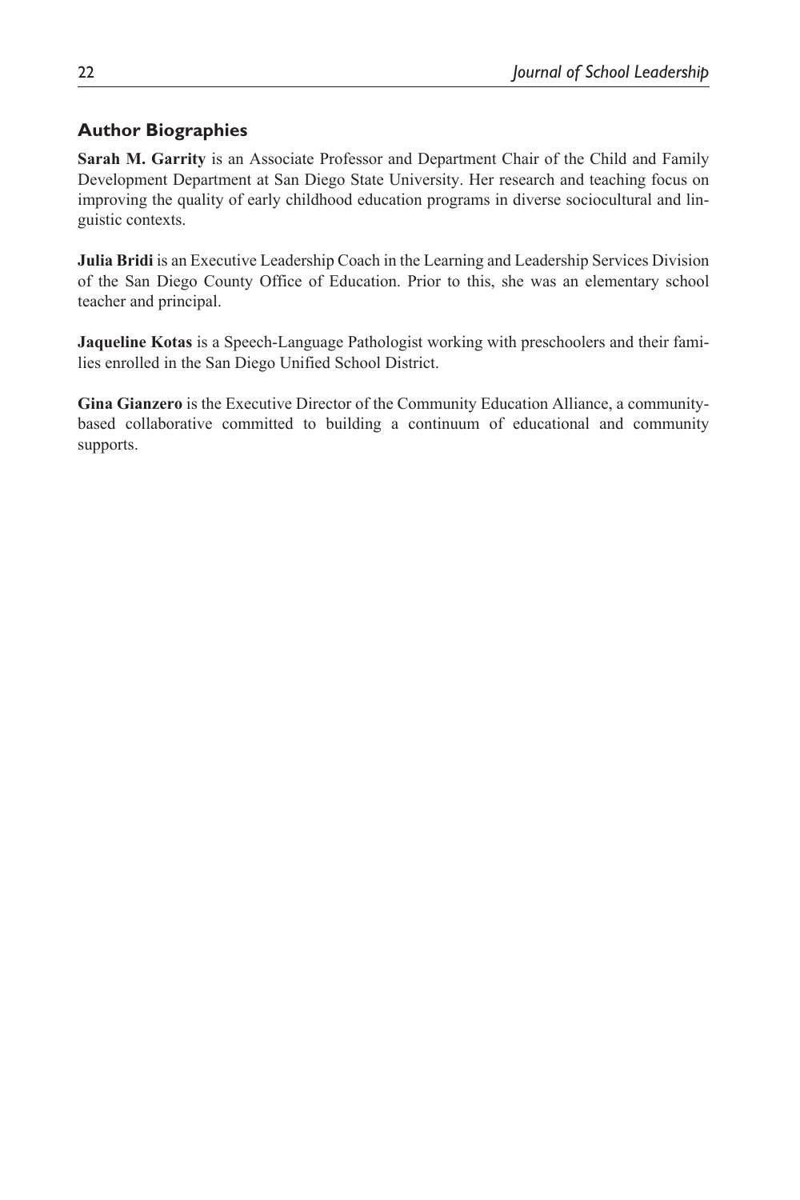## Author Biographies

**Sarah M. Garrity** is an Associate Professor and Department Chair of the Child and Family Development Department at San Diego State University. Her research and teaching focus on improving the quality of early childhood education programs in diverse sociocultural and linguistic contexts.

**Julia Bridi** is an Executive Leadership Coach in the Learning and Leadership Services Division of the San Diego County Office of Education. Prior to this, she was an elementary school teacher and principal.

**Jaqueline Kotas** is a Speech-Language Pathologist working with preschoolers and their families enrolled in the San Diego Unified School District.

**Gina Gianzero** is the Executive Director of the Community Education Alliance, a community-based collaborative committed to building a continuum of educational and community supports.